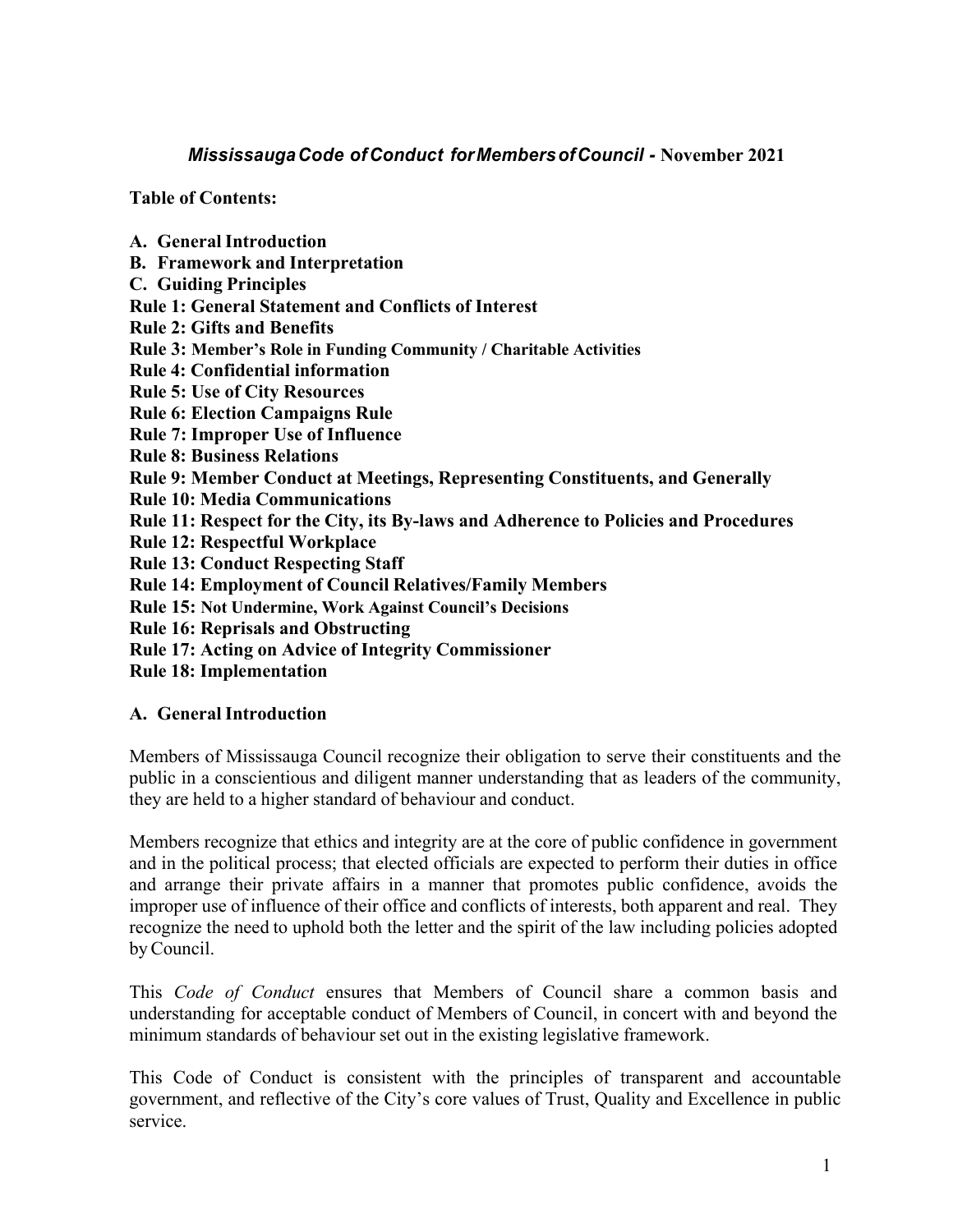# *Mississauga Code of Conduct for Members of Council* - November 2021

**Table of Contents:**

**A. General Introduction**
**B. Framework and Interpretation**
**C. Guiding Principles**
**Rule 1: General Statement and Conflicts of Interest**
**Rule 2: Gifts and Benefits**
**Rule 3: Member's Role in Funding Community / Charitable Activities**
**Rule 4: Confidential information**
**Rule 5: Use of City Resources**
**Rule 6: Election Campaigns Rule**
**Rule 7: Improper Use of Influence**
**Rule 8: Business Relations**
**Rule 9: Member Conduct at Meetings, Representing Constituents, and Generally**
**Rule 10: Media Communications**
**Rule 11: Respect for the City, its By-laws and Adherence to Policies and Procedures**
**Rule 12: Respectful Workplace**
**Rule 13: Conduct Respecting Staff**
**Rule 14: Employment of Council Relatives/Family Members**
**Rule 15: Not Undermine, Work Against Council's Decisions**
**Rule 16: Reprisals and Obstructing**
**Rule 17: Acting on Advice of Integrity Commissioner**
**Rule 18: Implementation**

## A. General Introduction

Members of Mississauga Council recognize their obligation to serve their constituents and the public in a conscientious and diligent manner understanding that as leaders of the community, they are held to a higher standard of behaviour and conduct.

Members recognize that ethics and integrity are at the core of public confidence in government and in the political process; that elected officials are expected to perform their duties in office and arrange their private affairs in a manner that promotes public confidence, avoids the improper use of influence of their office and conflicts of interests, both apparent and real. They recognize the need to uphold both the letter and the spirit of the law including policies adopted by Council.

This *Code of Conduct* ensures that Members of Council share a common basis and understanding for acceptable conduct of Members of Council, in concert with and beyond the minimum standards of behaviour set out in the existing legislative framework.

This Code of Conduct is consistent with the principles of transparent and accountable government, and reflective of the City's core values of Trust, Quality and Excellence in public service.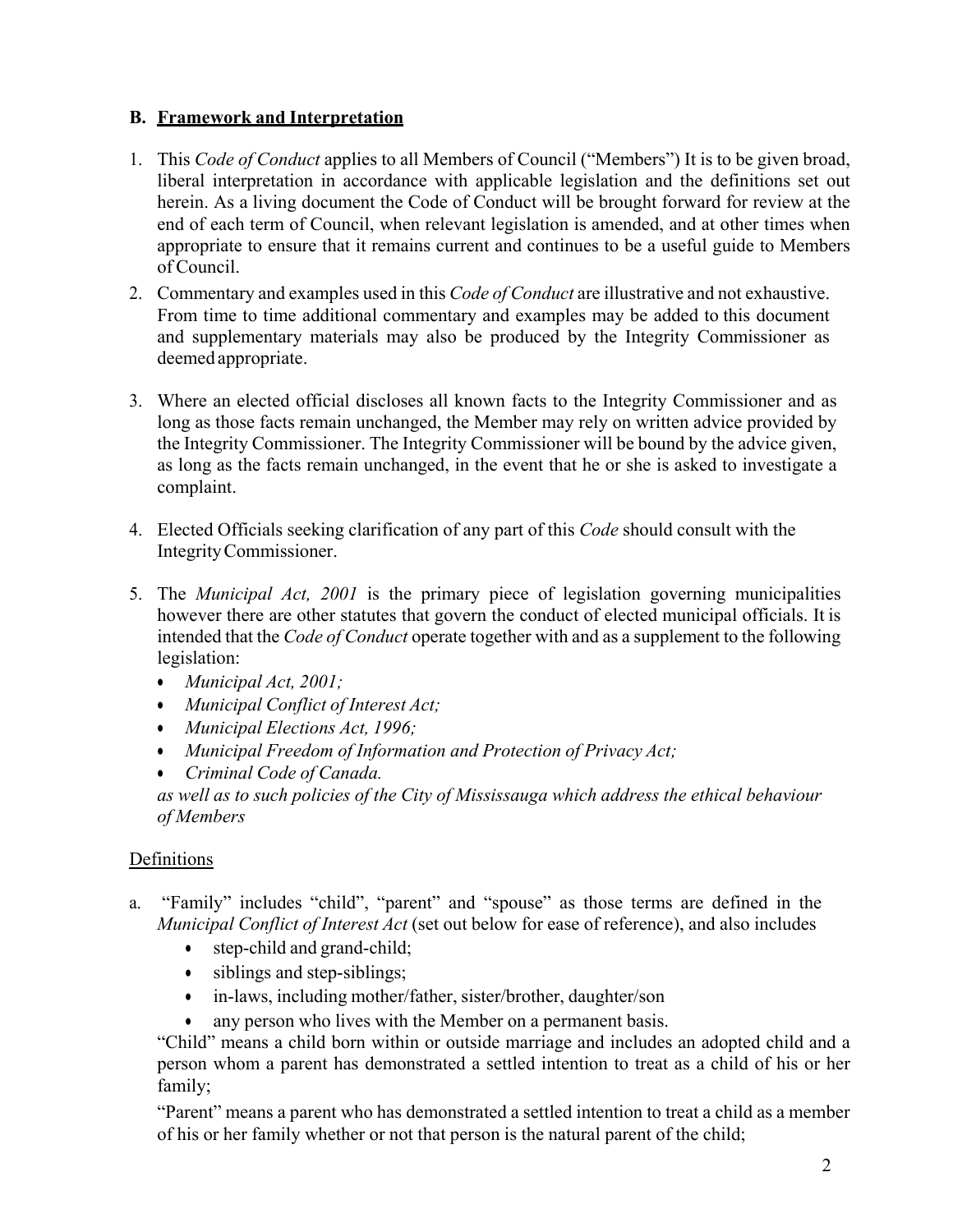## B. **Framework and Interpretation**

1. This *Code of Conduct* applies to all Members of Council ("Members") It is to be given broad, liberal interpretation in accordance with applicable legislation and the definitions set out herein. As a living document the Code of Conduct will be brought forward for review at the end of each term of Council, when relevant legislation is amended, and at other times when appropriate to ensure that it remains current and continues to be a useful guide to Members of Council.
2. Commentary and examples used in this *Code of Conduct* are illustrative and not exhaustive. From time to time additional commentary and examples may be added to this document and supplementary materials may also be produced by the Integrity Commissioner as deemed appropriate.
3. Where an elected official discloses all known facts to the Integrity Commissioner and as long as those facts remain unchanged, the Member may rely on written advice provided by the Integrity Commissioner. The Integrity Commissioner will be bound by the advice given, as long as the facts remain unchanged, in the event that he or she is asked to investigate a complaint.
4. Elected Officials seeking clarification of any part of this *Code* should consult with the Integrity Commissioner.
5. The *Municipal Act, 2001* is the primary piece of legislation governing municipalities however there are other statutes that govern the conduct of elected municipal officials. It is intended that the *Code of Conduct* operate together with and as a supplement to the following legislation:
   - *Municipal Act, 2001;*
   - *Municipal Conflict of Interest Act;*
   - *Municipal Elections Act, 1996;*
   - *Municipal Freedom of Information and Protection of Privacy Act;*
   - *Criminal Code of Canada.*

   *as well as to such policies of the City of Mississauga which address the ethical behaviour of Members*

Definitions

a. "Family" includes "child", "parent" and "spouse" as those terms are defined in the *Municipal Conflict of Interest Act* (set out below for ease of reference), and also includes
   - step-child and grand-child;
   - siblings and step-siblings;
   - in-laws, including mother/father, sister/brother, daughter/son
   - any person who lives with the Member on a permanent basis.

   "Child" means a child born within or outside marriage and includes an adopted child and a person whom a parent has demonstrated a settled intention to treat as a child of his or her family;

   "Parent" means a parent who has demonstrated a settled intention to treat a child as a member of his or her family whether or not that person is the natural parent of the child;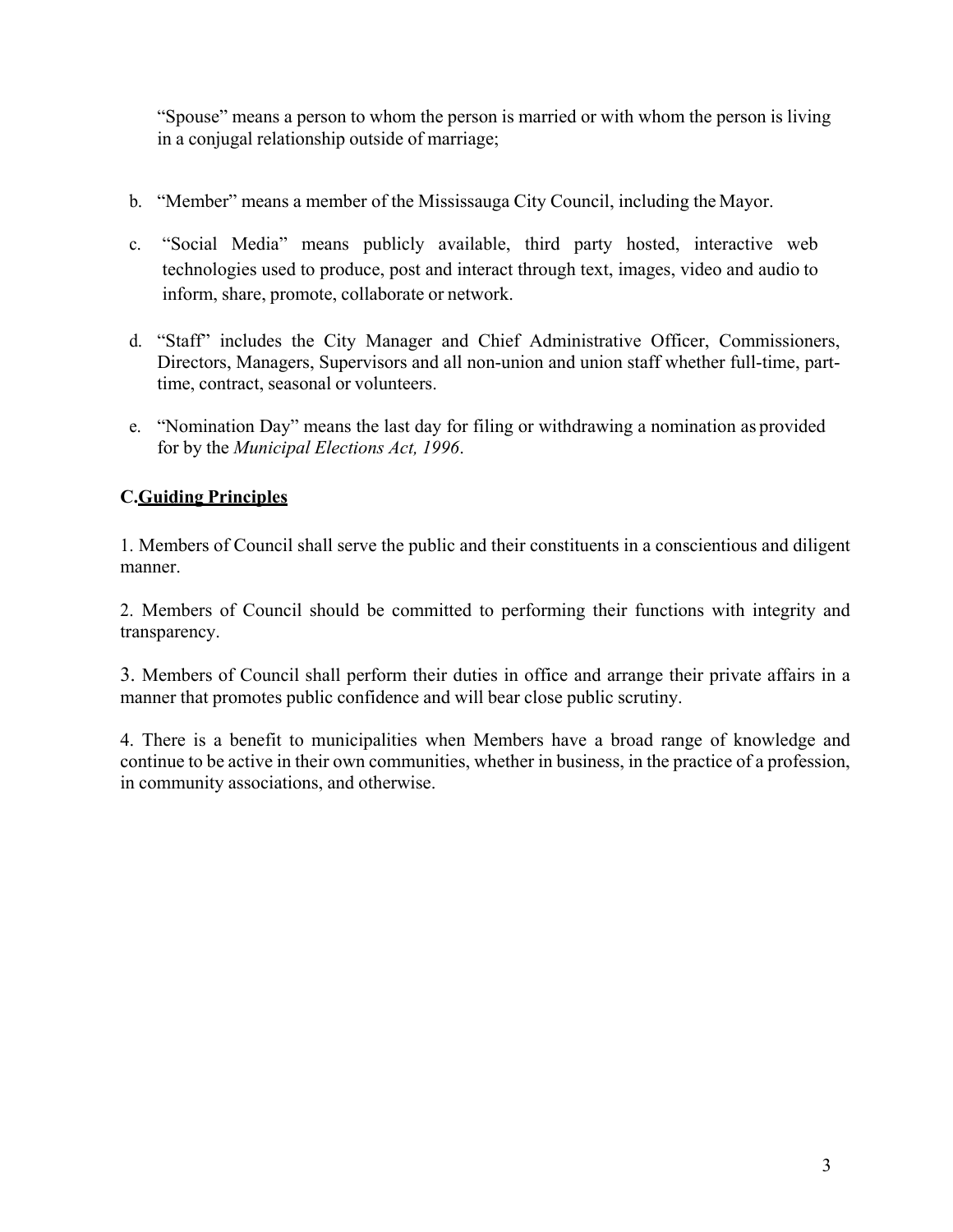"Spouse" means a person to whom the person is married or with whom the person is living in a conjugal relationship outside of marriage;

b. "Member" means a member of the Mississauga City Council, including the Mayor.

c. "Social Media" means publicly available, third party hosted, interactive web technologies used to produce, post and interact through text, images, video and audio to inform, share, promote, collaborate or network.

d. "Staff" includes the City Manager and Chief Administrative Officer, Commissioners, Directors, Managers, Supervisors and all non-union and union staff whether full-time, part-time, contract, seasonal or volunteers.

e. "Nomination Day" means the last day for filing or withdrawing a nomination as provided for by the *Municipal Elections Act, 1996*.

## C. Guiding Principles

1. Members of Council shall serve the public and their constituents in a conscientious and diligent manner.

2. Members of Council should be committed to performing their functions with integrity and transparency.

3. Members of Council shall perform their duties in office and arrange their private affairs in a manner that promotes public confidence and will bear close public scrutiny.

4. There is a benefit to municipalities when Members have a broad range of knowledge and continue to be active in their own communities, whether in business, in the practice of a profession, in community associations, and otherwise.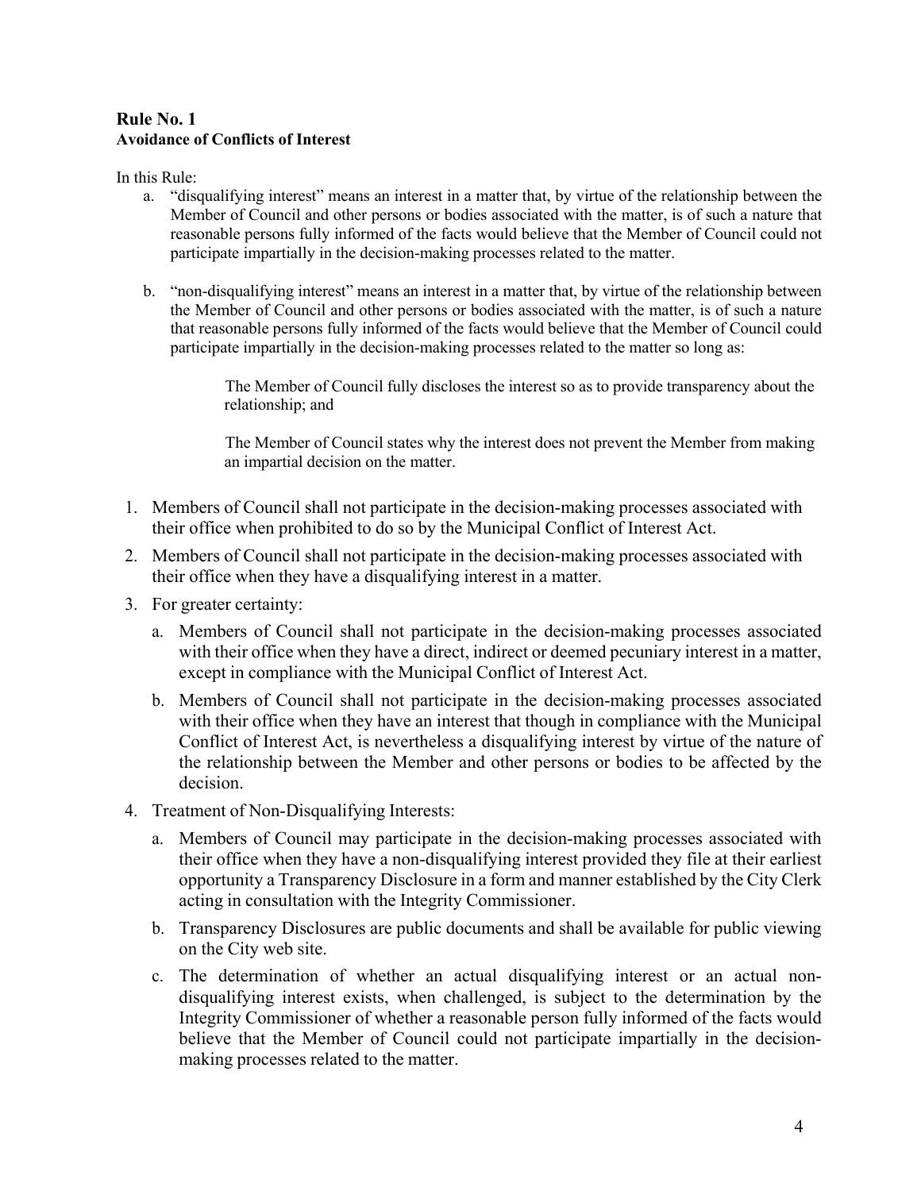## Rule No. 1
**Avoidance of Conflicts of Interest**

In this Rule:

a. "disqualifying interest" means an interest in a matter that, by virtue of the relationship between the Member of Council and other persons or bodies associated with the matter, is of such a nature that reasonable persons fully informed of the facts would believe that the Member of Council could not participate impartially in the decision-making processes related to the matter.

b. "non-disqualifying interest" means an interest in a matter that, by virtue of the relationship between the Member of Council and other persons or bodies associated with the matter, is of such a nature that reasonable persons fully informed of the facts would believe that the Member of Council could participate impartially in the decision-making processes related to the matter so long as:

   The Member of Council fully discloses the interest so as to provide transparency about the relationship; and

   The Member of Council states why the interest does not prevent the Member from making an impartial decision on the matter.

1. Members of Council shall not participate in the decision-making processes associated with their office when prohibited to do so by the Municipal Conflict of Interest Act.
2. Members of Council shall not participate in the decision-making processes associated with their office when they have a disqualifying interest in a matter.
3. For greater certainty:
   a. Members of Council shall not participate in the decision-making processes associated with their office when they have a direct, indirect or deemed pecuniary interest in a matter, except in compliance with the Municipal Conflict of Interest Act.
   b. Members of Council shall not participate in the decision-making processes associated with their office when they have an interest that though in compliance with the Municipal Conflict of Interest Act, is nevertheless a disqualifying interest by virtue of the nature of the relationship between the Member and other persons or bodies to be affected by the decision.
4. Treatment of Non-Disqualifying Interests:
   a. Members of Council may participate in the decision-making processes associated with their office when they have a non-disqualifying interest provided they file at their earliest opportunity a Transparency Disclosure in a form and manner established by the City Clerk acting in consultation with the Integrity Commissioner.
   b. Transparency Disclosures are public documents and shall be available for public viewing on the City web site.
   c. The determination of whether an actual disqualifying interest or an actual non-disqualifying interest exists, when challenged, is subject to the determination by the Integrity Commissioner of whether a reasonable person fully informed of the facts would believe that the Member of Council could not participate impartially in the decision-making processes related to the matter.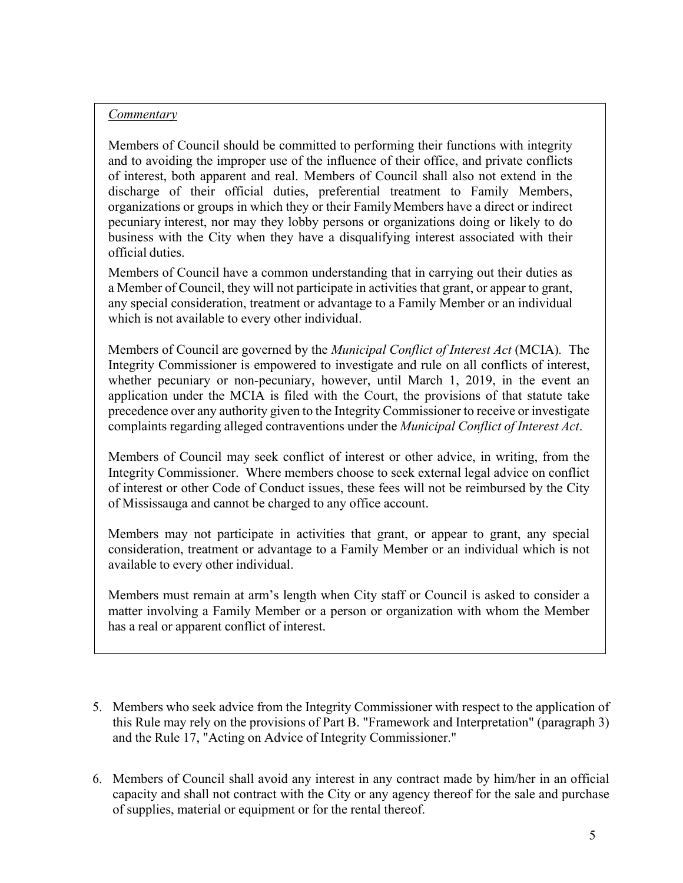*Commentary*

Members of Council should be committed to performing their functions with integrity and to avoiding the improper use of the influence of their office, and private conflicts of interest, both apparent and real. Members of Council shall also not extend in the discharge of their official duties, preferential treatment to Family Members, organizations or groups in which they or their Family Members have a direct or indirect pecuniary interest, nor may they lobby persons or organizations doing or likely to do business with the City when they have a disqualifying interest associated with their official duties.

Members of Council have a common understanding that in carrying out their duties as a Member of Council, they will not participate in activities that grant, or appear to grant, any special consideration, treatment or advantage to a Family Member or an individual which is not available to every other individual.

Members of Council are governed by the *Municipal Conflict of Interest Act* (MCIA). The Integrity Commissioner is empowered to investigate and rule on all conflicts of interest, whether pecuniary or non-pecuniary, however, until March 1, 2019, in the event an application under the MCIA is filed with the Court, the provisions of that statute take precedence over any authority given to the Integrity Commissioner to receive or investigate complaints regarding alleged contraventions under the *Municipal Conflict of Interest Act*.

Members of Council may seek conflict of interest or other advice, in writing, from the Integrity Commissioner. Where members choose to seek external legal advice on conflict of interest or other Code of Conduct issues, these fees will not be reimbursed by the City of Mississauga and cannot be charged to any office account.

Members may not participate in activities that grant, or appear to grant, any special consideration, treatment or advantage to a Family Member or an individual which is not available to every other individual.

Members must remain at arm's length when City staff or Council is asked to consider a matter involving a Family Member or a person or organization with whom the Member has a real or apparent conflict of interest.

5. Members who seek advice from the Integrity Commissioner with respect to the application of this Rule may rely on the provisions of Part B. "Framework and Interpretation" (paragraph 3) and the Rule 17, "Acting on Advice of Integrity Commissioner."

6. Members of Council shall avoid any interest in any contract made by him/her in an official capacity and shall not contract with the City or any agency thereof for the sale and purchase of supplies, material or equipment or for the rental thereof.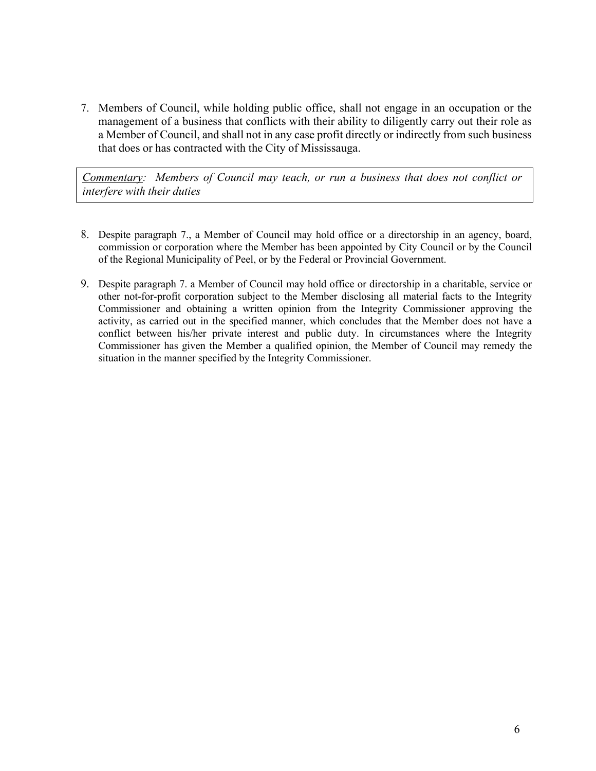7. Members of Council, while holding public office, shall not engage in an occupation or the management of a business that conflicts with their ability to diligently carry out their role as a Member of Council, and shall not in any case profit directly or indirectly from such business that does or has contracted with the City of Mississauga.

> *<u>Commentary</u>: Members of Council may teach, or run a business that does not conflict or interfere with their duties*

8. Despite paragraph 7., a Member of Council may hold office or a directorship in an agency, board, commission or corporation where the Member has been appointed by City Council or by the Council of the Regional Municipality of Peel, or by the Federal or Provincial Government.

9. Despite paragraph 7. a Member of Council may hold office or directorship in a charitable, service or other not-for-profit corporation subject to the Member disclosing all material facts to the Integrity Commissioner and obtaining a written opinion from the Integrity Commissioner approving the activity, as carried out in the specified manner, which concludes that the Member does not have a conflict between his/her private interest and public duty. In circumstances where the Integrity Commissioner has given the Member a qualified opinion, the Member of Council may remedy the situation in the manner specified by the Integrity Commissioner.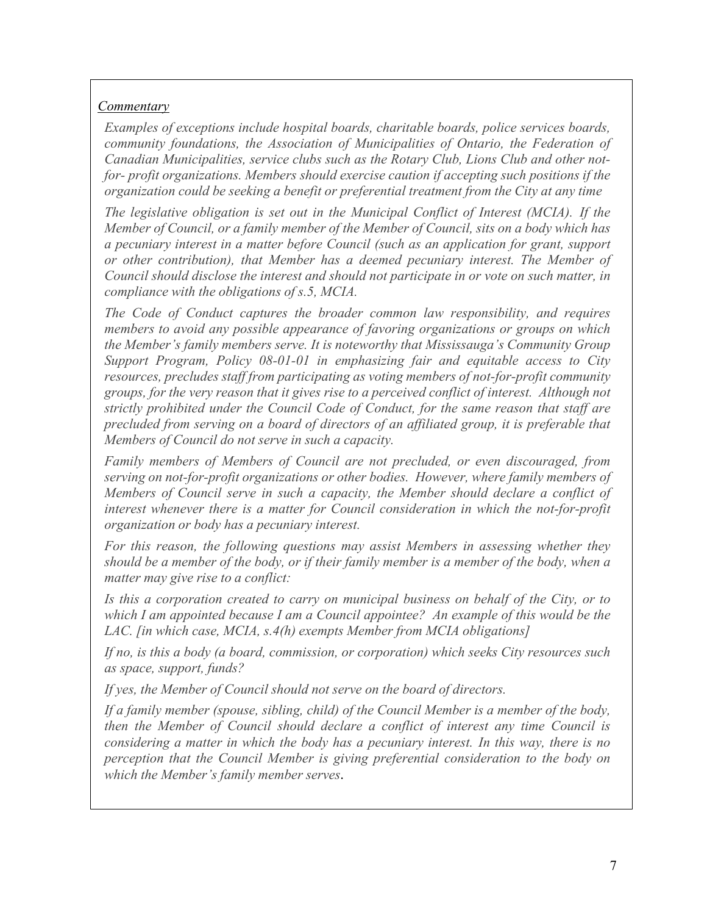*<u>Commentary</u>*

*Examples of exceptions include hospital boards, charitable boards, police services boards, community foundations, the Association of Municipalities of Ontario, the Federation of Canadian Municipalities, service clubs such as the Rotary Club, Lions Club and other not-for- profit organizations. Members should exercise caution if accepting such positions if the organization could be seeking a benefit or preferential treatment from the City at any time*

*The legislative obligation is set out in the Municipal Conflict of Interest (MCIA). If the Member of Council, or a family member of the Member of Council, sits on a body which has a pecuniary interest in a matter before Council (such as an application for grant, support or other contribution), that Member has a deemed pecuniary interest. The Member of Council should disclose the interest and should not participate in or vote on such matter, in compliance with the obligations of s.5, MCIA.*

*The Code of Conduct captures the broader common law responsibility, and requires members to avoid any possible appearance of favoring organizations or groups on which the Member's family members serve. It is noteworthy that Mississauga's Community Group Support Program, Policy 08-01-01 in emphasizing fair and equitable access to City resources, precludes staff from participating as voting members of not-for-profit community groups, for the very reason that it gives rise to a perceived conflict of interest. Although not strictly prohibited under the Council Code of Conduct, for the same reason that staff are precluded from serving on a board of directors of an affiliated group, it is preferable that Members of Council do not serve in such a capacity.*

*Family members of Members of Council are not precluded, or even discouraged, from serving on not-for-profit organizations or other bodies. However, where family members of Members of Council serve in such a capacity, the Member should declare a conflict of interest whenever there is a matter for Council consideration in which the not-for-profit organization or body has a pecuniary interest.*

*For this reason, the following questions may assist Members in assessing whether they should be a member of the body, or if their family member is a member of the body, when a matter may give rise to a conflict:*

*Is this a corporation created to carry on municipal business on behalf of the City, or to which I am appointed because I am a Council appointee? An example of this would be the LAC. [in which case, MCIA, s.4(h) exempts Member from MCIA obligations]*

*If no, is this a body (a board, commission, or corporation) which seeks City resources such as space, support, funds?*

*If yes, the Member of Council should not serve on the board of directors.*

*If a family member (spouse, sibling, child) of the Council Member is a member of the body, then the Member of Council should declare a conflict of interest any time Council is considering a matter in which the body has a pecuniary interest. In this way, there is no perception that the Council Member is giving preferential consideration to the body on which the Member's family member serves.*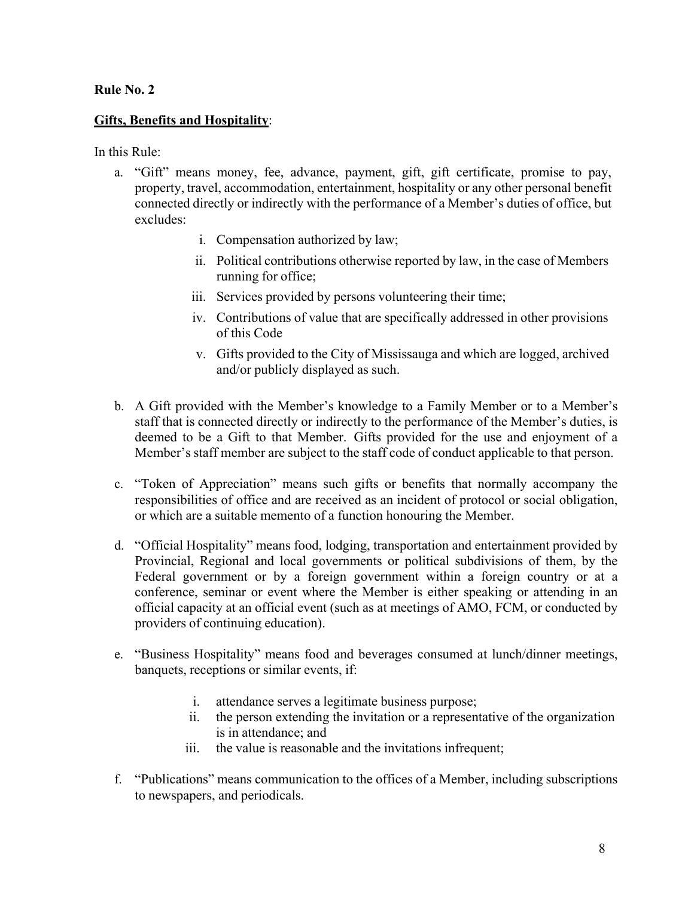**Rule No. 2**

**Gifts, Benefits and Hospitality**:

In this Rule:

a. "Gift" means money, fee, advance, payment, gift, gift certificate, promise to pay, property, travel, accommodation, entertainment, hospitality or any other personal benefit connected directly or indirectly with the performance of a Member's duties of office, but excludes:

   i. Compensation authorized by law;
   ii. Political contributions otherwise reported by law, in the case of Members running for office;
   iii. Services provided by persons volunteering their time;
   iv. Contributions of value that are specifically addressed in other provisions of this Code
   v. Gifts provided to the City of Mississauga and which are logged, archived and/or publicly displayed as such.

b. A Gift provided with the Member's knowledge to a Family Member or to a Member's staff that is connected directly or indirectly to the performance of the Member's duties, is deemed to be a Gift to that Member. Gifts provided for the use and enjoyment of a Member's staff member are subject to the staff code of conduct applicable to that person.

c. "Token of Appreciation" means such gifts or benefits that normally accompany the responsibilities of office and are received as an incident of protocol or social obligation, or which are a suitable memento of a function honouring the Member.

d. "Official Hospitality" means food, lodging, transportation and entertainment provided by Provincial, Regional and local governments or political subdivisions of them, by the Federal government or by a foreign government within a foreign country or at a conference, seminar or event where the Member is either speaking or attending in an official capacity at an official event (such as at meetings of AMO, FCM, or conducted by providers of continuing education).

e. "Business Hospitality" means food and beverages consumed at lunch/dinner meetings, banquets, receptions or similar events, if:

   i. attendance serves a legitimate business purpose;
   ii. the person extending the invitation or a representative of the organization is in attendance; and
   iii. the value is reasonable and the invitations infrequent;

f. "Publications" means communication to the offices of a Member, including subscriptions to newspapers, and periodicals.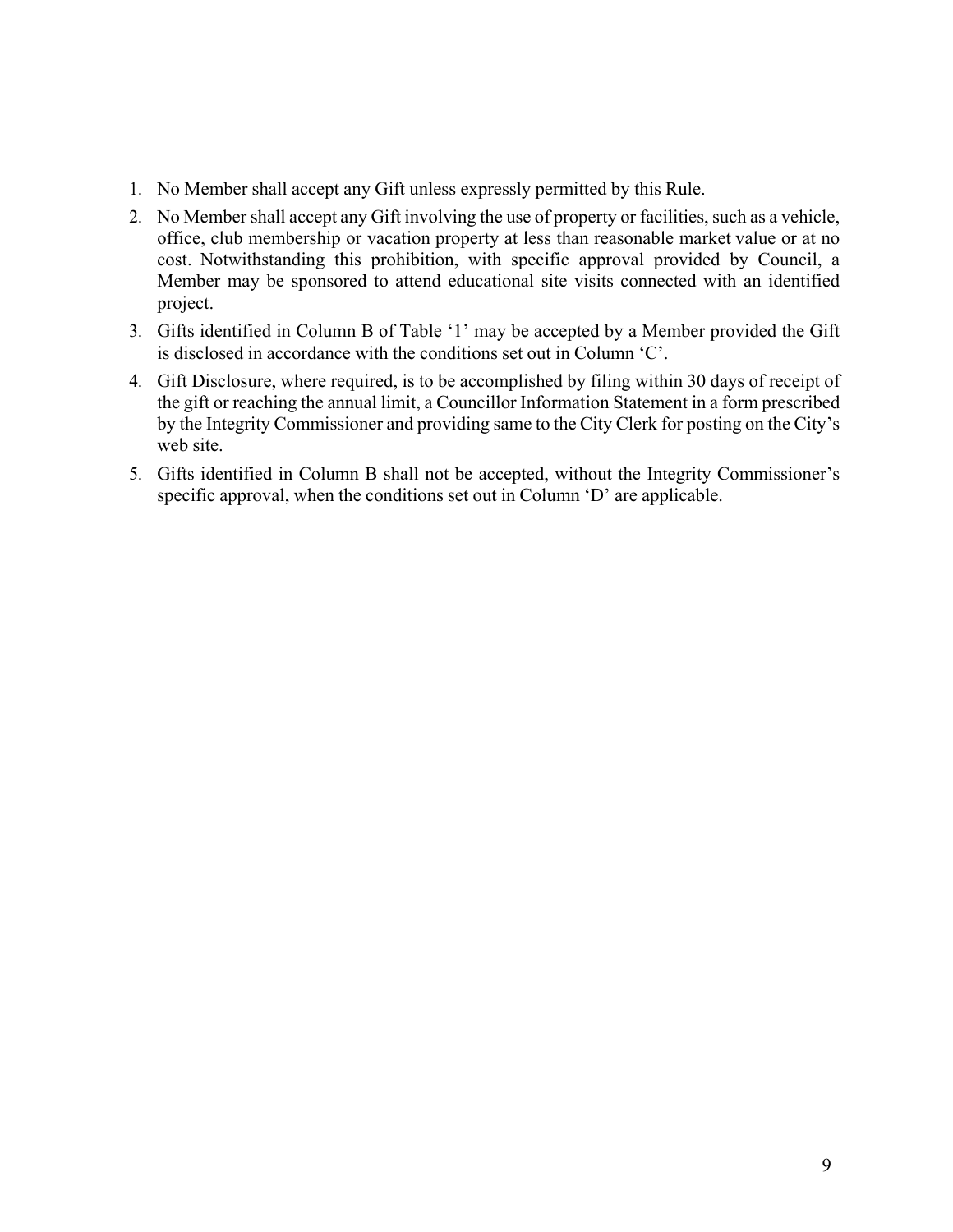1. No Member shall accept any Gift unless expressly permitted by this Rule.
2. No Member shall accept any Gift involving the use of property or facilities, such as a vehicle, office, club membership or vacation property at less than reasonable market value or at no cost. Notwithstanding this prohibition, with specific approval provided by Council, a Member may be sponsored to attend educational site visits connected with an identified project.
3. Gifts identified in Column B of Table '1' may be accepted by a Member provided the Gift is disclosed in accordance with the conditions set out in Column 'C'.
4. Gift Disclosure, where required, is to be accomplished by filing within 30 days of receipt of the gift or reaching the annual limit, a Councillor Information Statement in a form prescribed by the Integrity Commissioner and providing same to the City Clerk for posting on the City's web site.
5. Gifts identified in Column B shall not be accepted, without the Integrity Commissioner's specific approval, when the conditions set out in Column 'D' are applicable.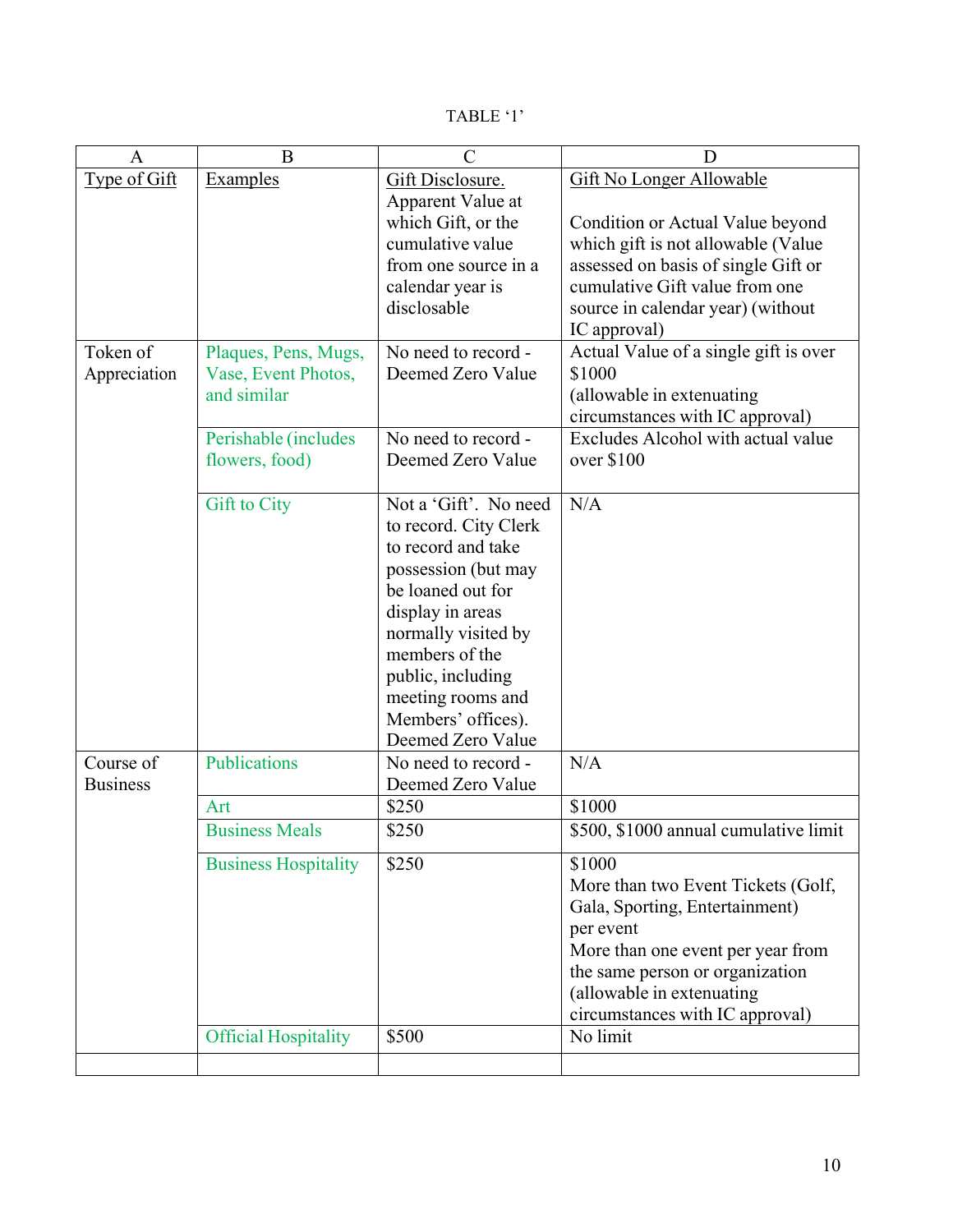TABLE '1'

| A | B | C | D |
|---|---|---|---|
| Type of Gift | Examples | Gift Disclosure. Apparent Value at which Gift, or the cumulative value from one source in a calendar year is disclosable | Gift No Longer Allowable<br><br>Condition or Actual Value beyond which gift is not allowable (Value assessed on basis of single Gift or cumulative Gift value from one source in calendar year) (without IC approval) |
| Token of Appreciation | Plaques, Pens, Mugs, Vase, Event Photos, and similar | No need to record - Deemed Zero Value | Actual Value of a single gift is over $1000 (allowable in extenuating circumstances with IC approval) |
| | Perishable (includes flowers, food) | No need to record - Deemed Zero Value | Excludes Alcohol with actual value over $100 |
| | Gift to City | Not a 'Gift'. No need to record. City Clerk to record and take possession (but may be loaned out for display in areas normally visited by members of the public, including meeting rooms and Members' offices). Deemed Zero Value | N/A |
| Course of Business | Publications | No need to record - Deemed Zero Value | N/A |
| | Art | $250 | $1000 |
| | Business Meals | $250 | $500, $1000 annual cumulative limit |
| | Business Hospitality | $250 | $1000<br>More than two Event Tickets (Golf, Gala, Sporting, Entertainment) per event<br>More than one event per year from the same person or organization (allowable in extenuating circumstances with IC approval) |
| | Official Hospitality | $500 | No limit |
| | | | |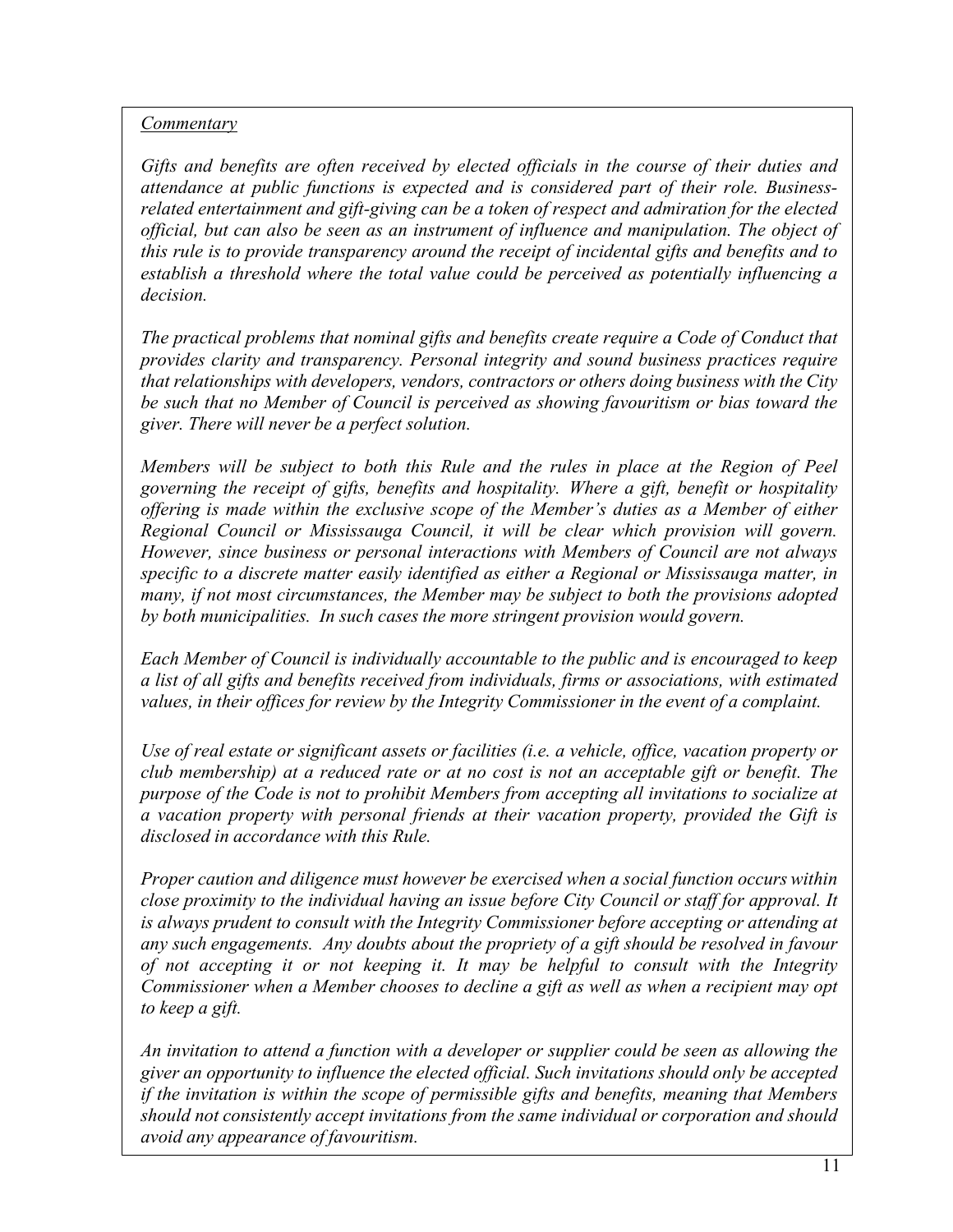*Commentary*

*Gifts and benefits are often received by elected officials in the course of their duties and attendance at public functions is expected and is considered part of their role. Business-related entertainment and gift-giving can be a token of respect and admiration for the elected official, but can also be seen as an instrument of influence and manipulation. The object of this rule is to provide transparency around the receipt of incidental gifts and benefits and to establish a threshold where the total value could be perceived as potentially influencing a decision.*

*The practical problems that nominal gifts and benefits create require a Code of Conduct that provides clarity and transparency. Personal integrity and sound business practices require that relationships with developers, vendors, contractors or others doing business with the City be such that no Member of Council is perceived as showing favouritism or bias toward the giver. There will never be a perfect solution.*

*Members will be subject to both this Rule and the rules in place at the Region of Peel governing the receipt of gifts, benefits and hospitality. Where a gift, benefit or hospitality offering is made within the exclusive scope of the Member's duties as a Member of either Regional Council or Mississauga Council, it will be clear which provision will govern. However, since business or personal interactions with Members of Council are not always specific to a discrete matter easily identified as either a Regional or Mississauga matter, in many, if not most circumstances, the Member may be subject to both the provisions adopted by both municipalities. In such cases the more stringent provision would govern.*

*Each Member of Council is individually accountable to the public and is encouraged to keep a list of all gifts and benefits received from individuals, firms or associations, with estimated values, in their offices for review by the Integrity Commissioner in the event of a complaint.*

*Use of real estate or significant assets or facilities (i.e. a vehicle, office, vacation property or club membership) at a reduced rate or at no cost is not an acceptable gift or benefit. The purpose of the Code is not to prohibit Members from accepting all invitations to socialize at a vacation property with personal friends at their vacation property, provided the Gift is disclosed in accordance with this Rule.*

*Proper caution and diligence must however be exercised when a social function occurs within close proximity to the individual having an issue before City Council or staff for approval. It is always prudent to consult with the Integrity Commissioner before accepting or attending at any such engagements. Any doubts about the propriety of a gift should be resolved in favour of not accepting it or not keeping it. It may be helpful to consult with the Integrity Commissioner when a Member chooses to decline a gift as well as when a recipient may opt to keep a gift.*

*An invitation to attend a function with a developer or supplier could be seen as allowing the giver an opportunity to influence the elected official. Such invitations should only be accepted if the invitation is within the scope of permissible gifts and benefits, meaning that Members should not consistently accept invitations from the same individual or corporation and should avoid any appearance of favouritism.*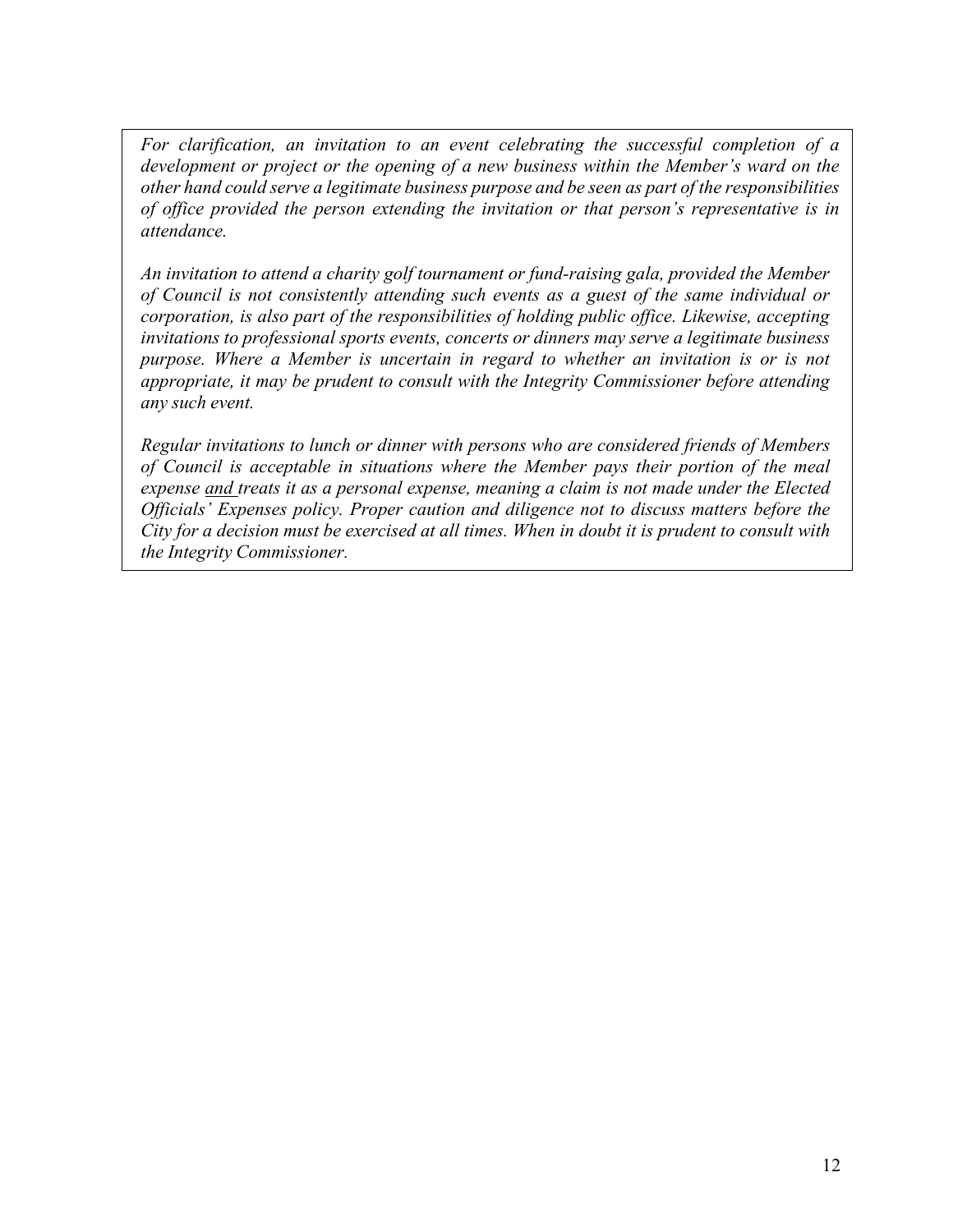*For clarification, an invitation to an event celebrating the successful completion of a development or project or the opening of a new business within the Member's ward on the other hand could serve a legitimate business purpose and be seen as part of the responsibilities of office provided the person extending the invitation or that person's representative is in attendance.*

*An invitation to attend a charity golf tournament or fund-raising gala, provided the Member of Council is not consistently attending such events as a guest of the same individual or corporation, is also part of the responsibilities of holding public office. Likewise, accepting invitations to professional sports events, concerts or dinners may serve a legitimate business purpose. Where a Member is uncertain in regard to whether an invitation is or is not appropriate, it may be prudent to consult with the Integrity Commissioner before attending any such event.*

*Regular invitations to lunch or dinner with persons who are considered friends of Members of Council is acceptable in situations where the Member pays their portion of the meal expense <u>and</u> treats it as a personal expense, meaning a claim is not made under the Elected Officials' Expenses policy. Proper caution and diligence not to discuss matters before the City for a decision must be exercised at all times. When in doubt it is prudent to consult with the Integrity Commissioner.*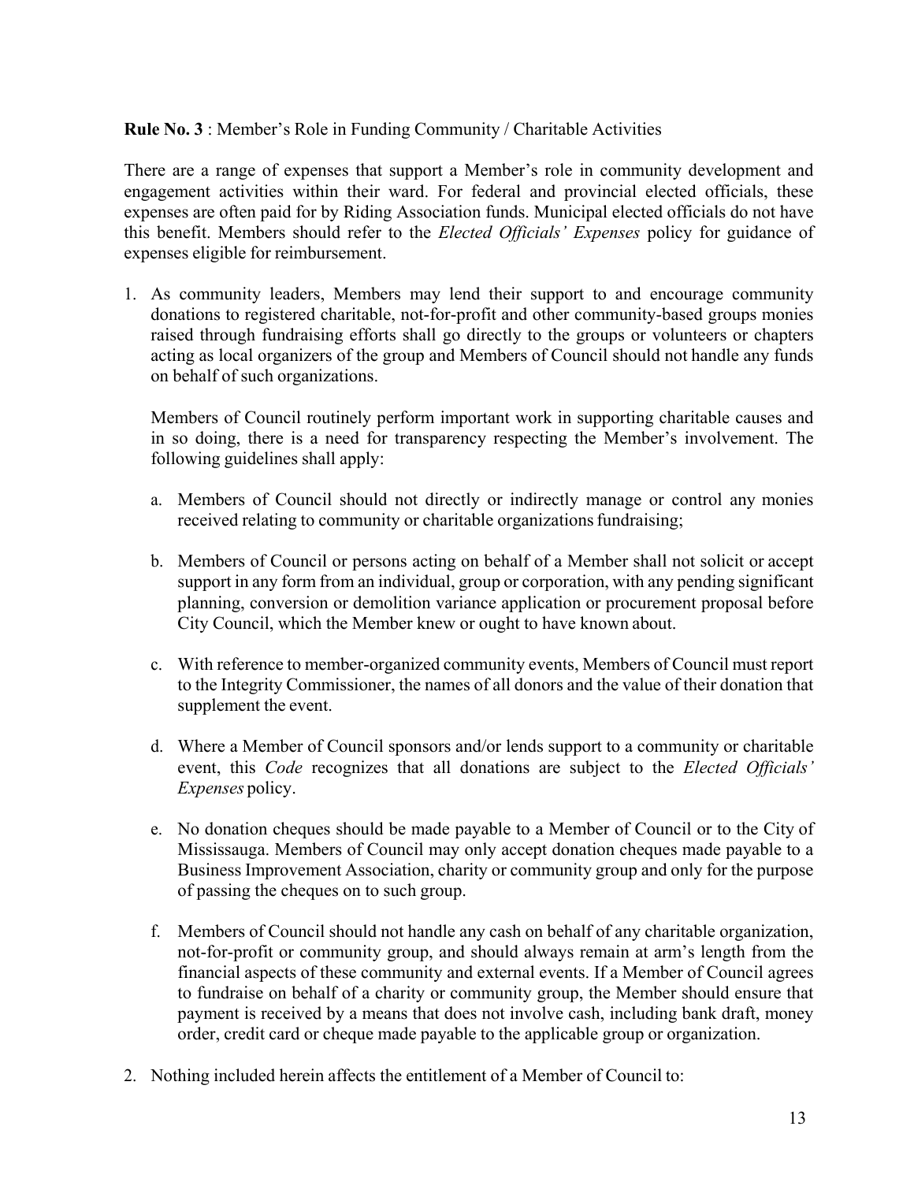**Rule No. 3** : Member's Role in Funding Community / Charitable Activities

There are a range of expenses that support a Member's role in community development and engagement activities within their ward. For federal and provincial elected officials, these expenses are often paid for by Riding Association funds. Municipal elected officials do not have this benefit. Members should refer to the *Elected Officials' Expenses* policy for guidance of expenses eligible for reimbursement.

1. As community leaders, Members may lend their support to and encourage community donations to registered charitable, not-for-profit and other community-based groups monies raised through fundraising efforts shall go directly to the groups or volunteers or chapters acting as local organizers of the group and Members of Council should not handle any funds on behalf of such organizations.

   Members of Council routinely perform important work in supporting charitable causes and in so doing, there is a need for transparency respecting the Member's involvement. The following guidelines shall apply:

   a. Members of Council should not directly or indirectly manage or control any monies received relating to community or charitable organizations fundraising;

   b. Members of Council or persons acting on behalf of a Member shall not solicit or accept support in any form from an individual, group or corporation, with any pending significant planning, conversion or demolition variance application or procurement proposal before City Council, which the Member knew or ought to have known about.

   c. With reference to member-organized community events, Members of Council must report to the Integrity Commissioner, the names of all donors and the value of their donation that supplement the event.

   d. Where a Member of Council sponsors and/or lends support to a community or charitable event, this *Code* recognizes that all donations are subject to the *Elected Officials' Expenses* policy.

   e. No donation cheques should be made payable to a Member of Council or to the City of Mississauga. Members of Council may only accept donation cheques made payable to a Business Improvement Association, charity or community group and only for the purpose of passing the cheques on to such group.

   f. Members of Council should not handle any cash on behalf of any charitable organization, not-for-profit or community group, and should always remain at arm's length from the financial aspects of these community and external events. If a Member of Council agrees to fundraise on behalf of a charity or community group, the Member should ensure that payment is received by a means that does not involve cash, including bank draft, money order, credit card or cheque made payable to the applicable group or organization.

2. Nothing included herein affects the entitlement of a Member of Council to: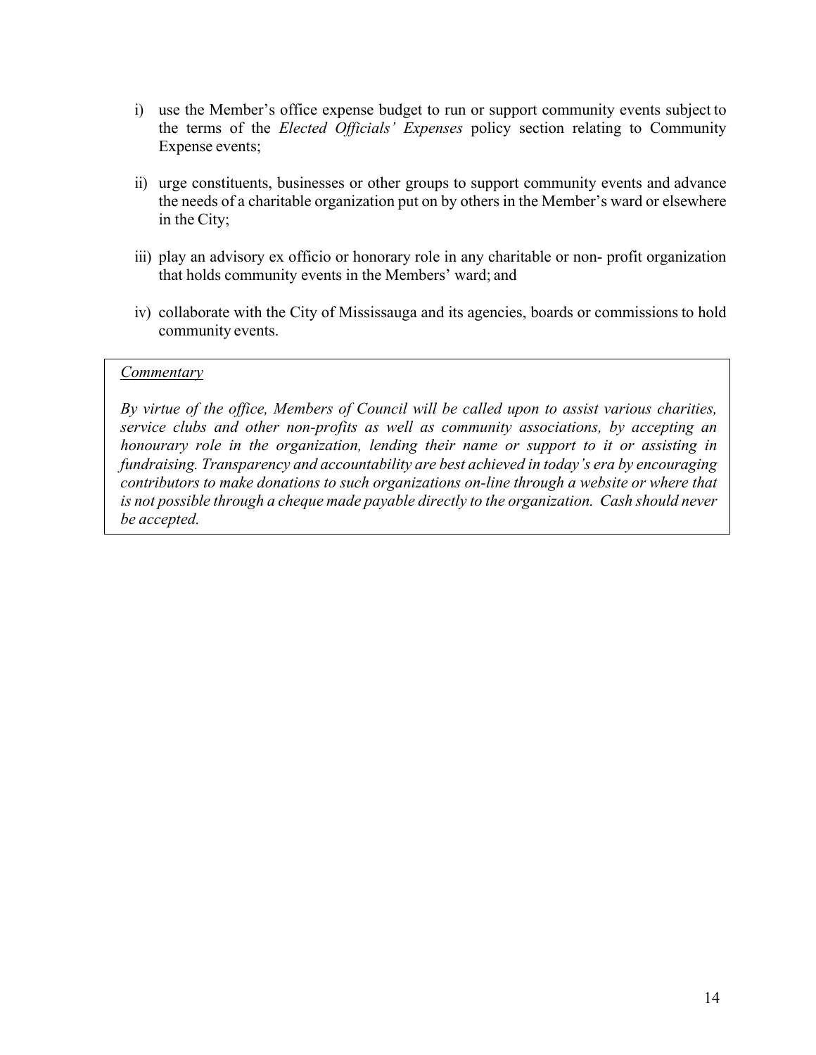i) use the Member's office expense budget to run or support community events subject to the terms of the *Elected Officials' Expenses* policy section relating to Community Expense events;

ii) urge constituents, businesses or other groups to support community events and advance the needs of a charitable organization put on by others in the Member's ward or elsewhere in the City;

iii) play an advisory ex officio or honorary role in any charitable or non- profit organization that holds community events in the Members' ward; and

iv) collaborate with the City of Mississauga and its agencies, boards or commissions to hold community events.

> <u>*Commentary*</u>
>
> *By virtue of the office, Members of Council will be called upon to assist various charities, service clubs and other non-profits as well as community associations, by accepting an honourary role in the organization, lending their name or support to it or assisting in fundraising. Transparency and accountability are best achieved in today's era by encouraging contributors to make donations to such organizations on-line through a website or where that is not possible through a cheque made payable directly to the organization. Cash should never be accepted.*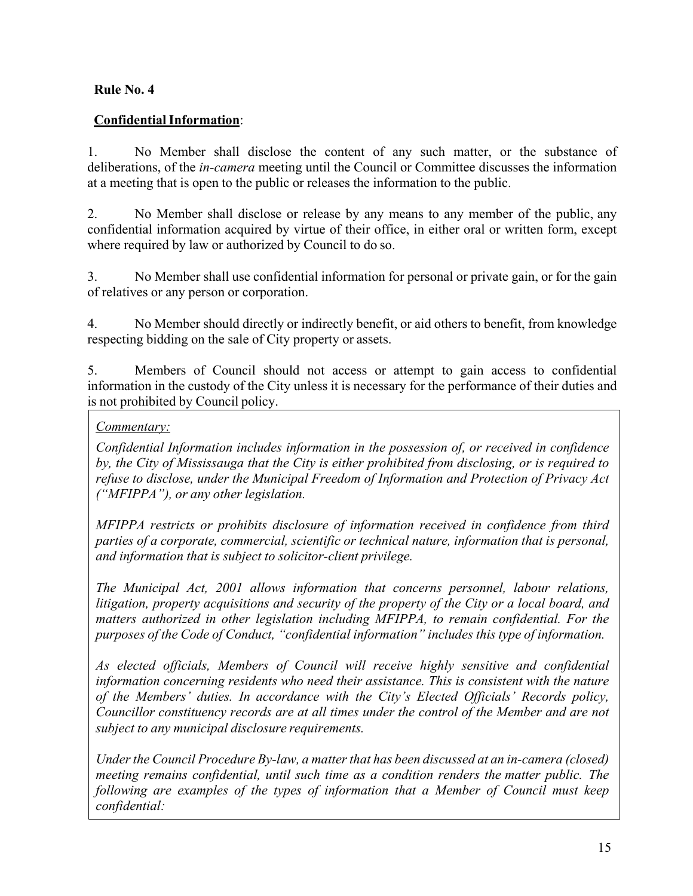**Rule No. 4**

**<u>Confidential Information</u>**:

1. No Member shall disclose the content of any such matter, or the substance of deliberations, of the *in-camera* meeting until the Council or Committee discusses the information at a meeting that is open to the public or releases the information to the public.

2. No Member shall disclose or release by any means to any member of the public, any confidential information acquired by virtue of their office, in either oral or written form, except where required by law or authorized by Council to do so.

3. No Member shall use confidential information for personal or private gain, or for the gain of relatives or any person or corporation.

4. No Member should directly or indirectly benefit, or aid others to benefit, from knowledge respecting bidding on the sale of City property or assets.

5. Members of Council should not access or attempt to gain access to confidential information in the custody of the City unless it is necessary for the performance of their duties and is not prohibited by Council policy.

> *<u>Commentary:</u>*
>
> *Confidential Information includes information in the possession of, or received in confidence by, the City of Mississauga that the City is either prohibited from disclosing, or is required to refuse to disclose, under the Municipal Freedom of Information and Protection of Privacy Act ("MFIPPA"), or any other legislation.*
>
> *MFIPPA restricts or prohibits disclosure of information received in confidence from third parties of a corporate, commercial, scientific or technical nature, information that is personal, and information that is subject to solicitor-client privilege.*
>
> *The Municipal Act, 2001 allows information that concerns personnel, labour relations, litigation, property acquisitions and security of the property of the City or a local board, and matters authorized in other legislation including MFIPPA, to remain confidential. For the purposes of the Code of Conduct, "confidential information" includes this type of information.*
>
> *As elected officials, Members of Council will receive highly sensitive and confidential information concerning residents who need their assistance. This is consistent with the nature of the Members' duties. In accordance with the City's Elected Officials' Records policy, Councillor constituency records are at all times under the control of the Member and are not subject to any municipal disclosure requirements.*
>
> *Under the Council Procedure By-law, a matter that has been discussed at an in-camera (closed) meeting remains confidential, until such time as a condition renders the matter public. The following are examples of the types of information that a Member of Council must keep confidential:*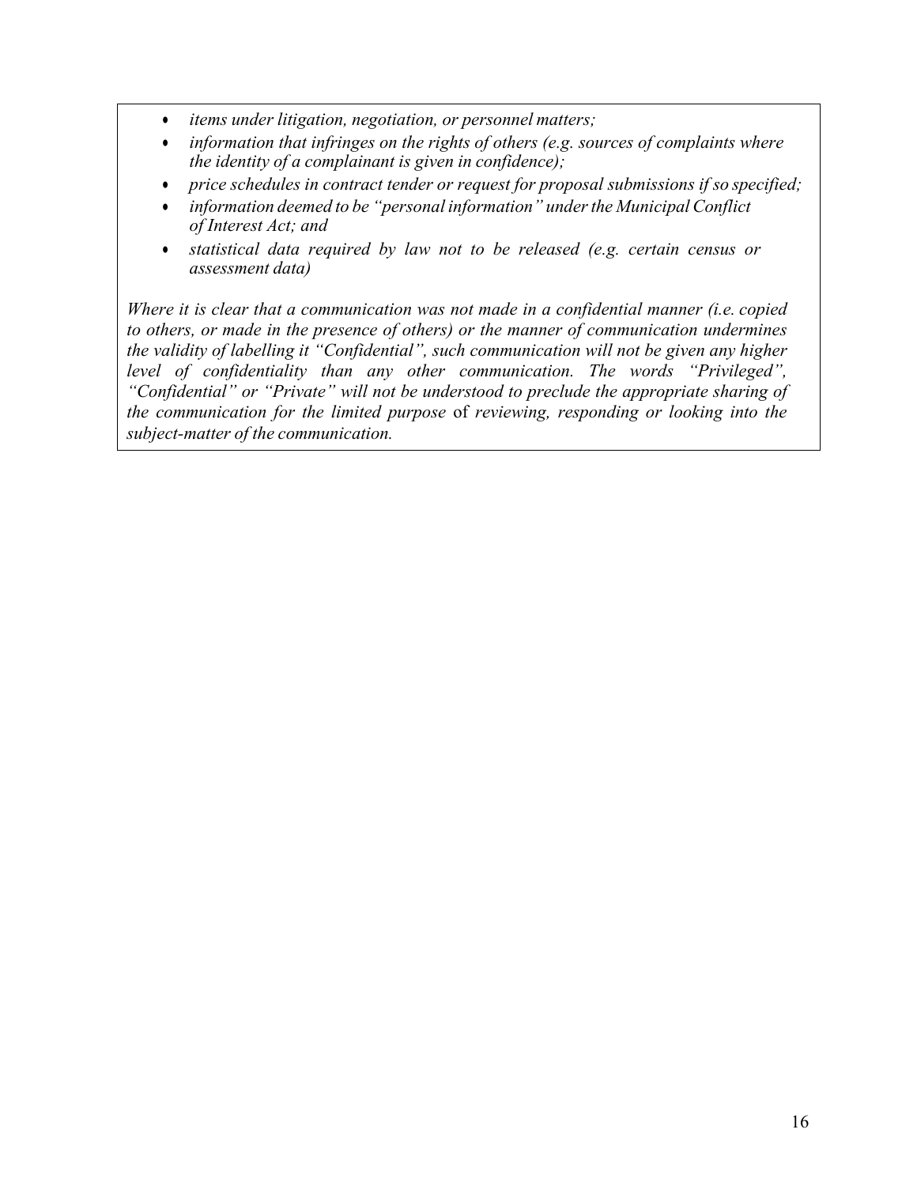- *items under litigation, negotiation, or personnel matters;*
- *information that infringes on the rights of others (e.g. sources of complaints where the identity of a complainant is given in confidence);*
- *price schedules in contract tender or request for proposal submissions if so specified;*
- *information deemed to be "personal information" under the Municipal Conflict of Interest Act; and*
- *statistical data required by law not to be released (e.g. certain census or assessment data)*

*Where it is clear that a communication was not made in a confidential manner (i.e. copied to others, or made in the presence of others) or the manner of communication undermines the validity of labelling it "Confidential", such communication will not be given any higher level of confidentiality than any other communication. The words "Privileged", "Confidential" or "Private" will not be understood to preclude the appropriate sharing of the communication for the limited purpose* of *reviewing, responding or looking into the subject-matter of the communication.*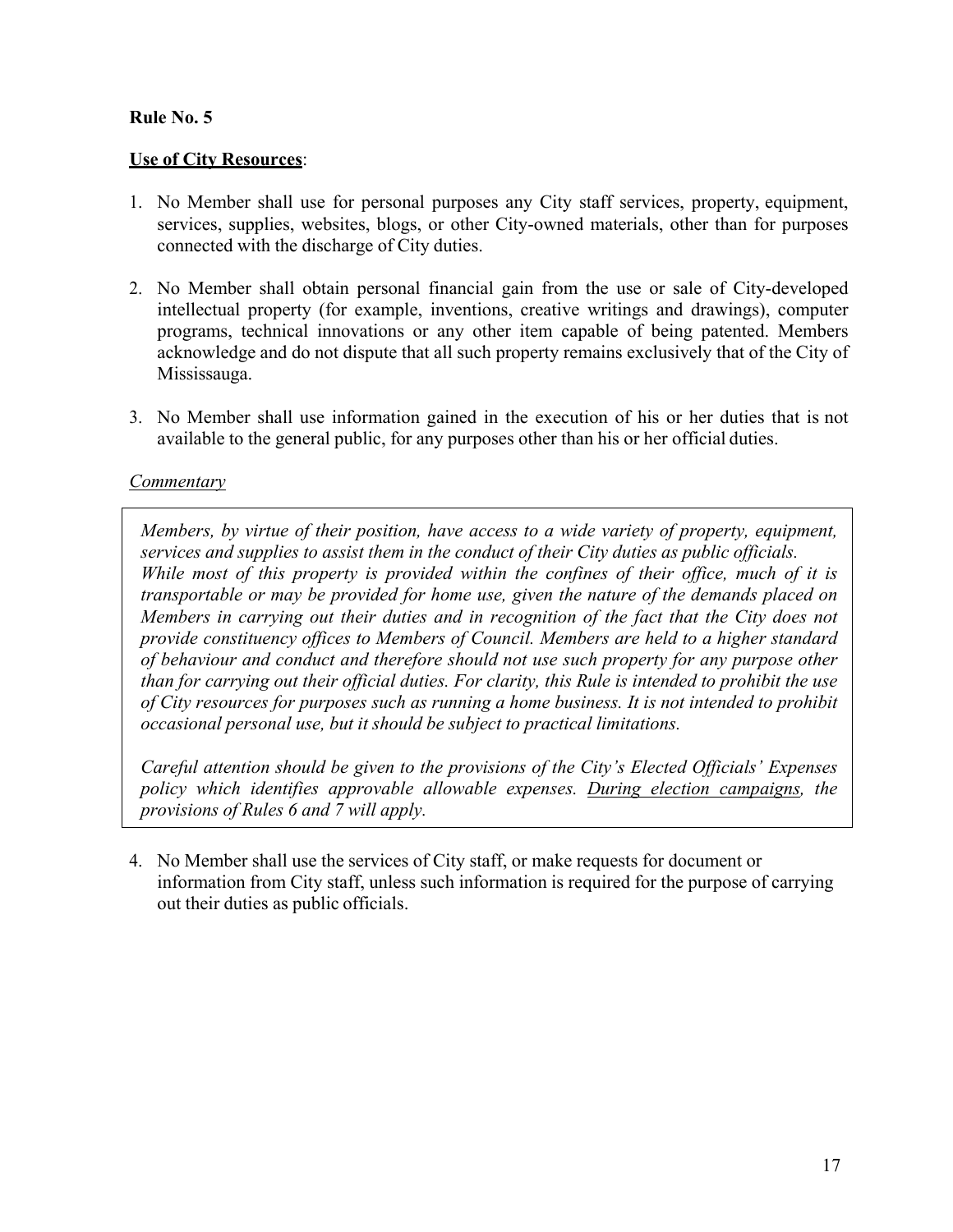**Rule No. 5**

**Use of City Resources**:

1. No Member shall use for personal purposes any City staff services, property, equipment, services, supplies, websites, blogs, or other City-owned materials, other than for purposes connected with the discharge of City duties.

2. No Member shall obtain personal financial gain from the use or sale of City-developed intellectual property (for example, inventions, creative writings and drawings), computer programs, technical innovations or any other item capable of being patented. Members acknowledge and do not dispute that all such property remains exclusively that of the City of Mississauga.

3. No Member shall use information gained in the execution of his or her duties that is not available to the general public, for any purposes other than his or her official duties.

*Commentary*

> *Members, by virtue of their position, have access to a wide variety of property, equipment, services and supplies to assist them in the conduct of their City duties as public officials. While most of this property is provided within the confines of their office, much of it is transportable or may be provided for home use, given the nature of the demands placed on Members in carrying out their duties and in recognition of the fact that the City does not provide constituency offices to Members of Council. Members are held to a higher standard of behaviour and conduct and therefore should not use such property for any purpose other than for carrying out their official duties. For clarity, this Rule is intended to prohibit the use of City resources for purposes such as running a home business. It is not intended to prohibit occasional personal use, but it should be subject to practical limitations.*
>
> *Careful attention should be given to the provisions of the City's Elected Officials' Expenses policy which identifies approvable allowable expenses. During election campaigns, the provisions of Rules 6 and 7 will apply.*

4. No Member shall use the services of City staff, or make requests for document or information from City staff, unless such information is required for the purpose of carrying out their duties as public officials.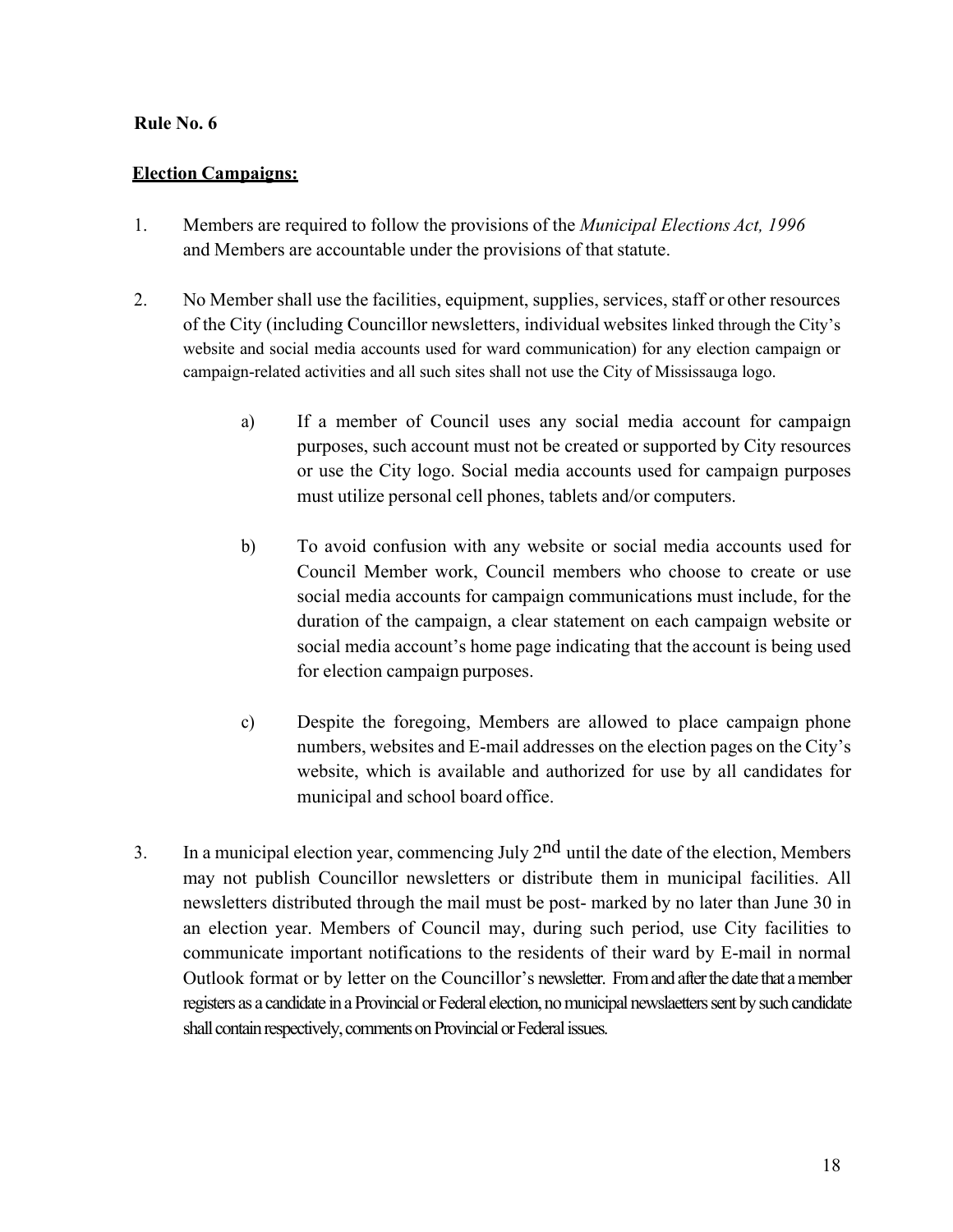**Rule No. 6**

**Election Campaigns:**

1. Members are required to follow the provisions of the *Municipal Elections Act, 1996* and Members are accountable under the provisions of that statute.

2. No Member shall use the facilities, equipment, supplies, services, staff or other resources of the City (including Councillor newsletters, individual websites linked through the City's website and social media accounts used for ward communication) for any election campaign or campaign-related activities and all such sites shall not use the City of Mississauga logo.

   a) If a member of Council uses any social media account for campaign purposes, such account must not be created or supported by City resources or use the City logo. Social media accounts used for campaign purposes must utilize personal cell phones, tablets and/or computers.

   b) To avoid confusion with any website or social media accounts used for Council Member work, Council members who choose to create or use social media accounts for campaign communications must include, for the duration of the campaign, a clear statement on each campaign website or social media account's home page indicating that the account is being used for election campaign purposes.

   c) Despite the foregoing, Members are allowed to place campaign phone numbers, websites and E-mail addresses on the election pages on the City's website, which is available and authorized for use by all candidates for municipal and school board office.

3. In a municipal election year, commencing July 2nd until the date of the election, Members may not publish Councillor newsletters or distribute them in municipal facilities. All newsletters distributed through the mail must be post- marked by no later than June 30 in an election year. Members of Council may, during such period, use City facilities to communicate important notifications to the residents of their ward by E-mail in normal Outlook format or by letter on the Councillor's newsletter. From and after the date that a member registers as a candidate in a Provincial or Federal election, no municipal newslaetters sent by such candidate shall contain respectively, comments on Provincial or Federal issues.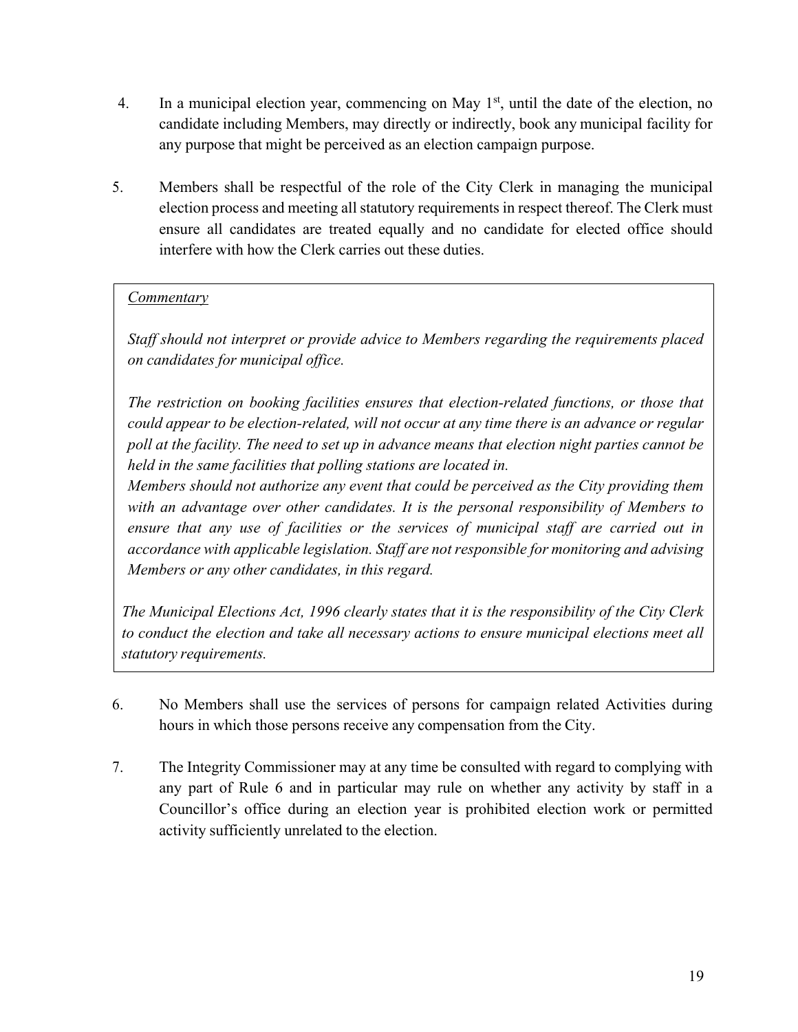4. In a municipal election year, commencing on May 1st, until the date of the election, no candidate including Members, may directly or indirectly, book any municipal facility for any purpose that might be perceived as an election campaign purpose.

5. Members shall be respectful of the role of the City Clerk in managing the municipal election process and meeting all statutory requirements in respect thereof. The Clerk must ensure all candidates are treated equally and no candidate for elected office should interfere with how the Clerk carries out these duties.

> <u>*Commentary*</u>
>
> *Staff should not interpret or provide advice to Members regarding the requirements placed on candidates for municipal office.*
>
> *The restriction on booking facilities ensures that election-related functions, or those that could appear to be election-related, will not occur at any time there is an advance or regular poll at the facility. The need to set up in advance means that election night parties cannot be held in the same facilities that polling stations are located in.*
> *Members should not authorize any event that could be perceived as the City providing them with an advantage over other candidates. It is the personal responsibility of Members to ensure that any use of facilities or the services of municipal staff are carried out in accordance with applicable legislation. Staff are not responsible for monitoring and advising Members or any other candidates, in this regard.*
>
> *The Municipal Elections Act, 1996 clearly states that it is the responsibility of the City Clerk to conduct the election and take all necessary actions to ensure municipal elections meet all statutory requirements.*

6. No Members shall use the services of persons for campaign related Activities during hours in which those persons receive any compensation from the City.

7. The Integrity Commissioner may at any time be consulted with regard to complying with any part of Rule 6 and in particular may rule on whether any activity by staff in a Councillor's office during an election year is prohibited election work or permitted activity sufficiently unrelated to the election.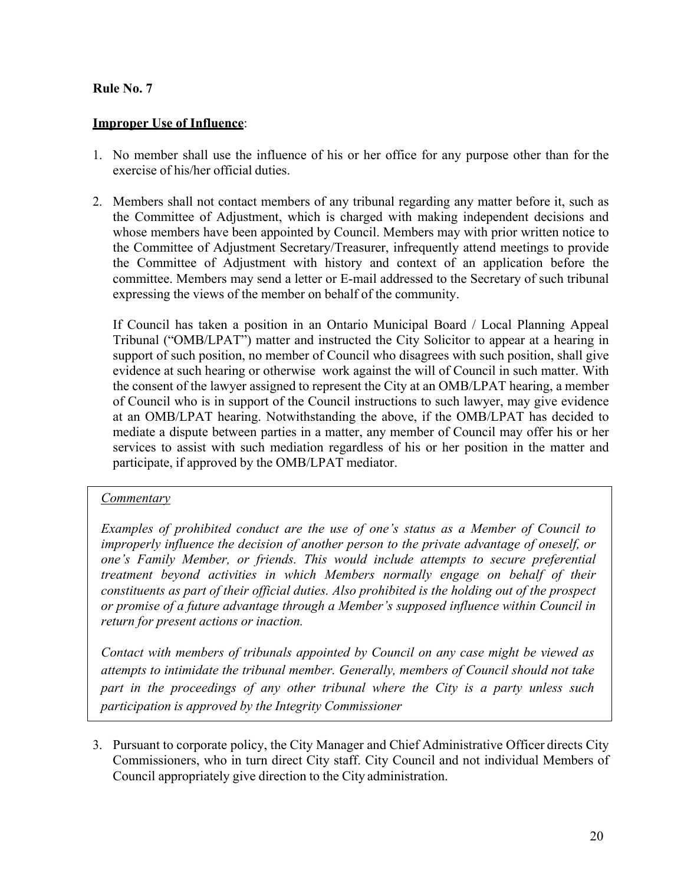**Rule No. 7**

**Improper Use of Influence**:

1. No member shall use the influence of his or her office for any purpose other than for the exercise of his/her official duties.

2. Members shall not contact members of any tribunal regarding any matter before it, such as the Committee of Adjustment, which is charged with making independent decisions and whose members have been appointed by Council. Members may with prior written notice to the Committee of Adjustment Secretary/Treasurer, infrequently attend meetings to provide the Committee of Adjustment with history and context of an application before the committee. Members may send a letter or E-mail addressed to the Secretary of such tribunal expressing the views of the member on behalf of the community.

   If Council has taken a position in an Ontario Municipal Board / Local Planning Appeal Tribunal ("OMB/LPAT") matter and instructed the City Solicitor to appear at a hearing in support of such position, no member of Council who disagrees with such position, shall give evidence at such hearing or otherwise work against the will of Council in such matter. With the consent of the lawyer assigned to represent the City at an OMB/LPAT hearing, a member of Council who is in support of the Council instructions to such lawyer, may give evidence at an OMB/LPAT hearing. Notwithstanding the above, if the OMB/LPAT has decided to mediate a dispute between parties in a matter, any member of Council may offer his or her services to assist with such mediation regardless of his or her position in the matter and participate, if approved by the OMB/LPAT mediator.

> *Commentary*
>
> *Examples of prohibited conduct are the use of one's status as a Member of Council to improperly influence the decision of another person to the private advantage of oneself, or one's Family Member, or friends. This would include attempts to secure preferential treatment beyond activities in which Members normally engage on behalf of their constituents as part of their official duties. Also prohibited is the holding out of the prospect or promise of a future advantage through a Member's supposed influence within Council in return for present actions or inaction.*
>
> *Contact with members of tribunals appointed by Council on any case might be viewed as attempts to intimidate the tribunal member. Generally, members of Council should not take part in the proceedings of any other tribunal where the City is a party unless such participation is approved by the Integrity Commissioner*

3. Pursuant to corporate policy, the City Manager and Chief Administrative Officer directs City Commissioners, who in turn direct City staff. City Council and not individual Members of Council appropriately give direction to the City administration.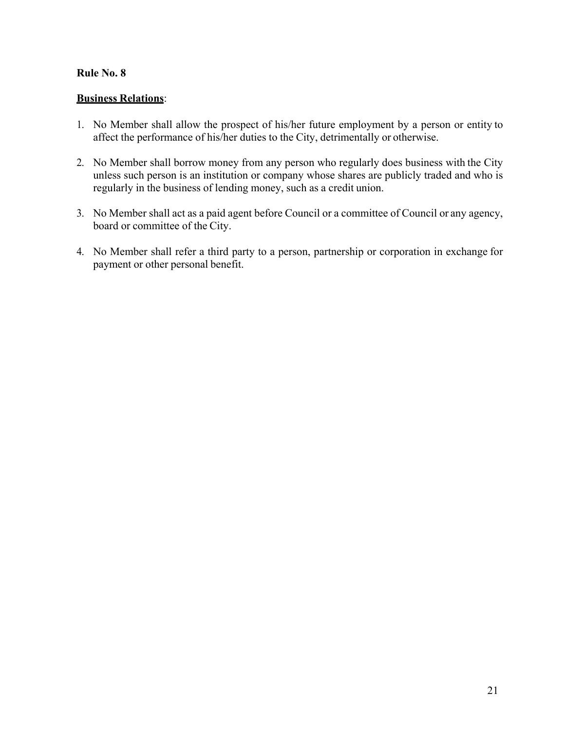**Rule No. 8**

**<u>Business Relations</u>**:

1. No Member shall allow the prospect of his/her future employment by a person or entity to affect the performance of his/her duties to the City, detrimentally or otherwise.

2. No Member shall borrow money from any person who regularly does business with the City unless such person is an institution or company whose shares are publicly traded and who is regularly in the business of lending money, such as a credit union.

3. No Member shall act as a paid agent before Council or a committee of Council or any agency, board or committee of the City.

4. No Member shall refer a third party to a person, partnership or corporation in exchange for payment or other personal benefit.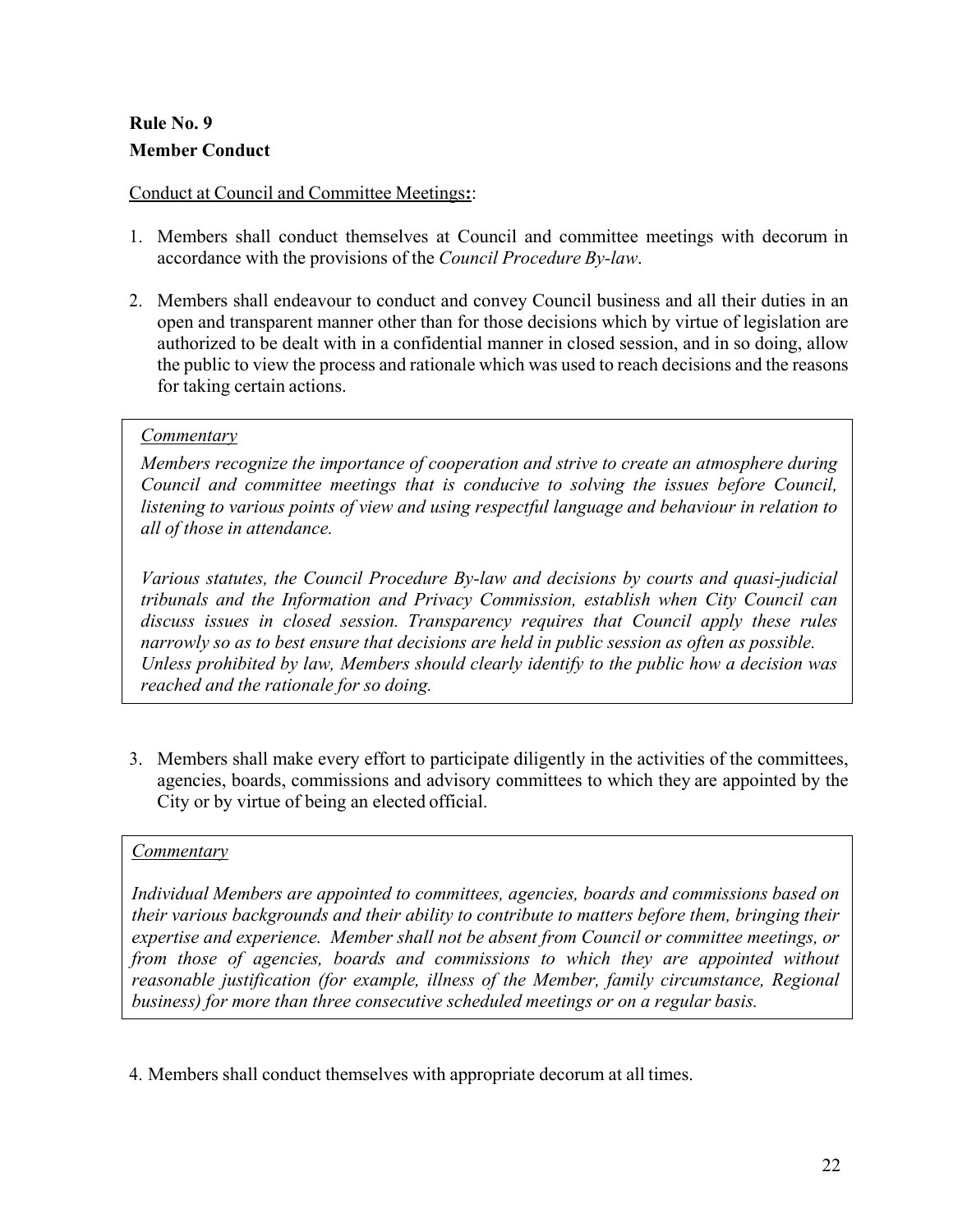**Rule No. 9**
**Member Conduct**

Conduct at Council and Committee Meetings**:**:

1. Members shall conduct themselves at Council and committee meetings with decorum in accordance with the provisions of the *Council Procedure By-law*.

2. Members shall endeavour to conduct and convey Council business and all their duties in an open and transparent manner other than for those decisions which by virtue of legislation are authorized to be dealt with in a confidential manner in closed session, and in so doing, allow the public to view the process and rationale which was used to reach decisions and the reasons for taking certain actions.

> *Commentary*
>
> *Members recognize the importance of cooperation and strive to create an atmosphere during Council and committee meetings that is conducive to solving the issues before Council, listening to various points of view and using respectful language and behaviour in relation to all of those in attendance.*
>
> *Various statutes, the Council Procedure By-law and decisions by courts and quasi-judicial tribunals and the Information and Privacy Commission, establish when City Council can discuss issues in closed session. Transparency requires that Council apply these rules narrowly so as to best ensure that decisions are held in public session as often as possible. Unless prohibited by law, Members should clearly identify to the public how a decision was reached and the rationale for so doing.*

3. Members shall make every effort to participate diligently in the activities of the committees, agencies, boards, commissions and advisory committees to which they are appointed by the City or by virtue of being an elected official.

> *Commentary*
>
> *Individual Members are appointed to committees, agencies, boards and commissions based on their various backgrounds and their ability to contribute to matters before them, bringing their expertise and experience. Member shall not be absent from Council or committee meetings, or from those of agencies, boards and commissions to which they are appointed without reasonable justification (for example, illness of the Member, family circumstance, Regional business) for more than three consecutive scheduled meetings or on a regular basis.*

4. Members shall conduct themselves with appropriate decorum at all times.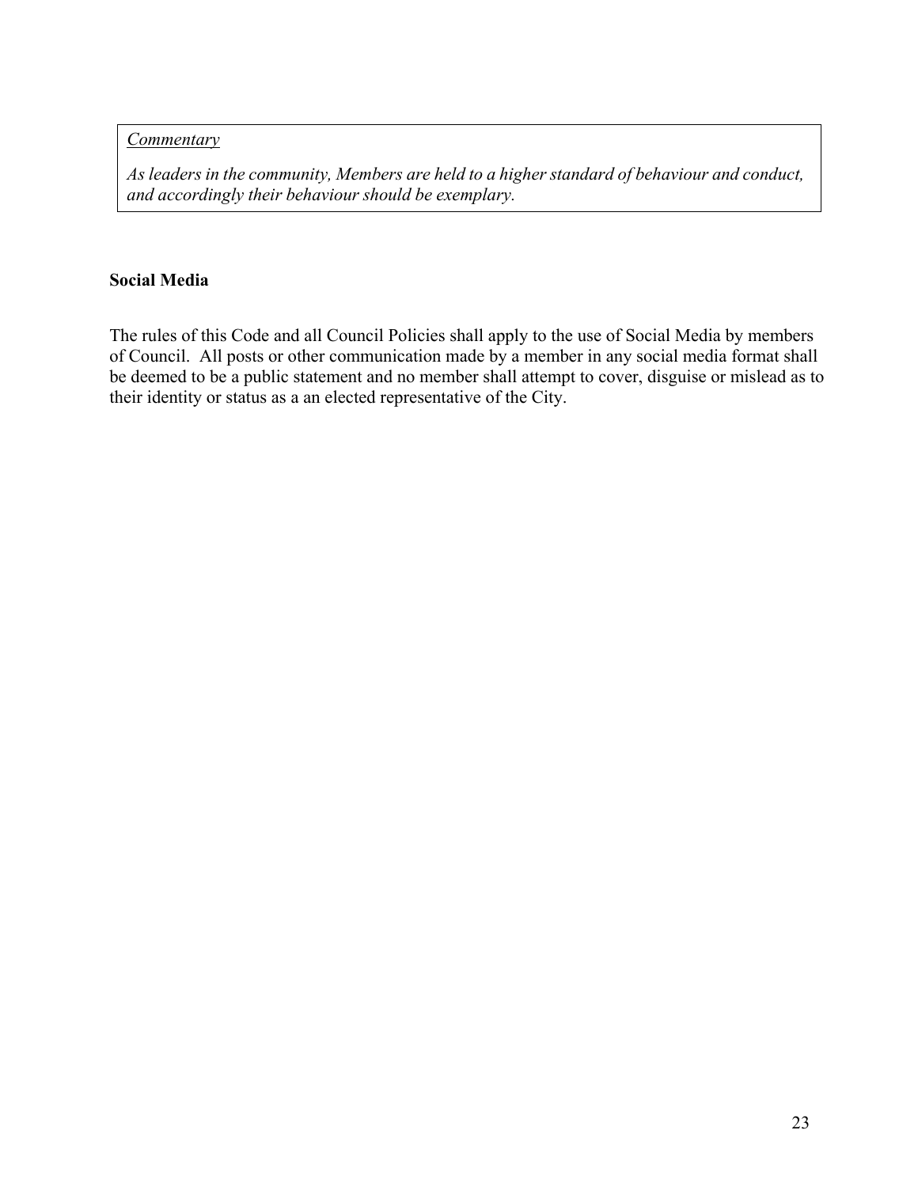> *Commentary*
>
> *As leaders in the community, Members are held to a higher standard of behaviour and conduct, and accordingly their behaviour should be exemplary.*

**Social Media**

The rules of this Code and all Council Policies shall apply to the use of Social Media by members of Council. All posts or other communication made by a member in any social media format shall be deemed to be a public statement and no member shall attempt to cover, disguise or mislead as to their identity or status as a an elected representative of the City.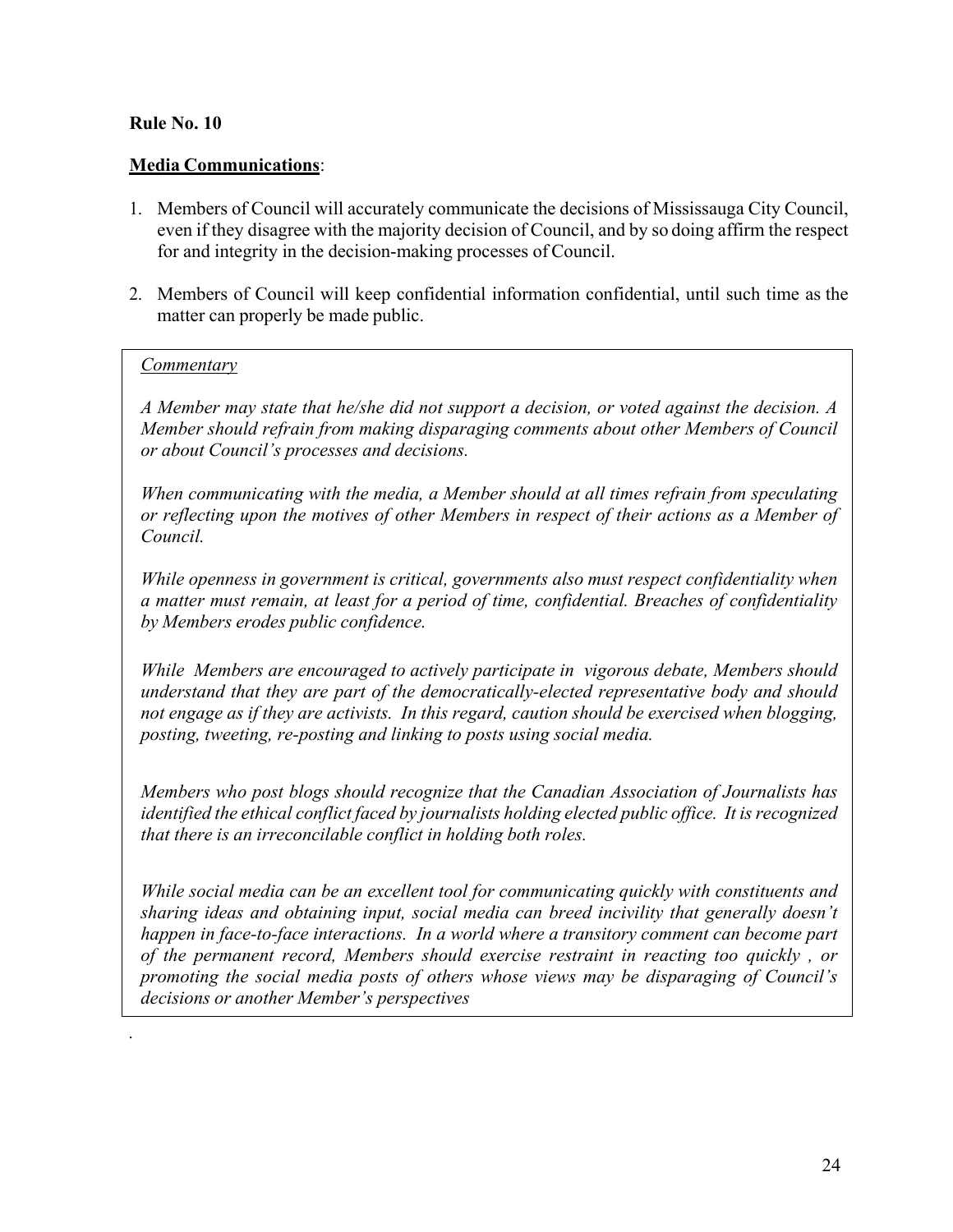**Rule No. 10**

**<u>Media Communications</u>**:

1. Members of Council will accurately communicate the decisions of Mississauga City Council, even if they disagree with the majority decision of Council, and by so doing affirm the respect for and integrity in the decision-making processes of Council.

2. Members of Council will keep confidential information confidential, until such time as the matter can properly be made public.

> *<u>Commentary</u>*
>
> *A Member may state that he/she did not support a decision, or voted against the decision. A Member should refrain from making disparaging comments about other Members of Council or about Council's processes and decisions.*
>
> *When communicating with the media, a Member should at all times refrain from speculating or reflecting upon the motives of other Members in respect of their actions as a Member of Council.*
>
> *While openness in government is critical, governments also must respect confidentiality when a matter must remain, at least for a period of time, confidential. Breaches of confidentiality by Members erodes public confidence.*
>
> *While Members are encouraged to actively participate in vigorous debate, Members should understand that they are part of the democratically-elected representative body and should not engage as if they are activists. In this regard, caution should be exercised when blogging, posting, tweeting, re-posting and linking to posts using social media.*
>
> *Members who post blogs should recognize that the Canadian Association of Journalists has identified the ethical conflict faced by journalists holding elected public office. It is recognized that there is an irreconcilable conflict in holding both roles.*
>
> *While social media can be an excellent tool for communicating quickly with constituents and sharing ideas and obtaining input, social media can breed incivility that generally doesn't happen in face-to-face interactions. In a world where a transitory comment can become part of the permanent record, Members should exercise restraint in reacting too quickly , or promoting the social media posts of others whose views may be disparaging of Council's decisions or another Member's perspectives*

.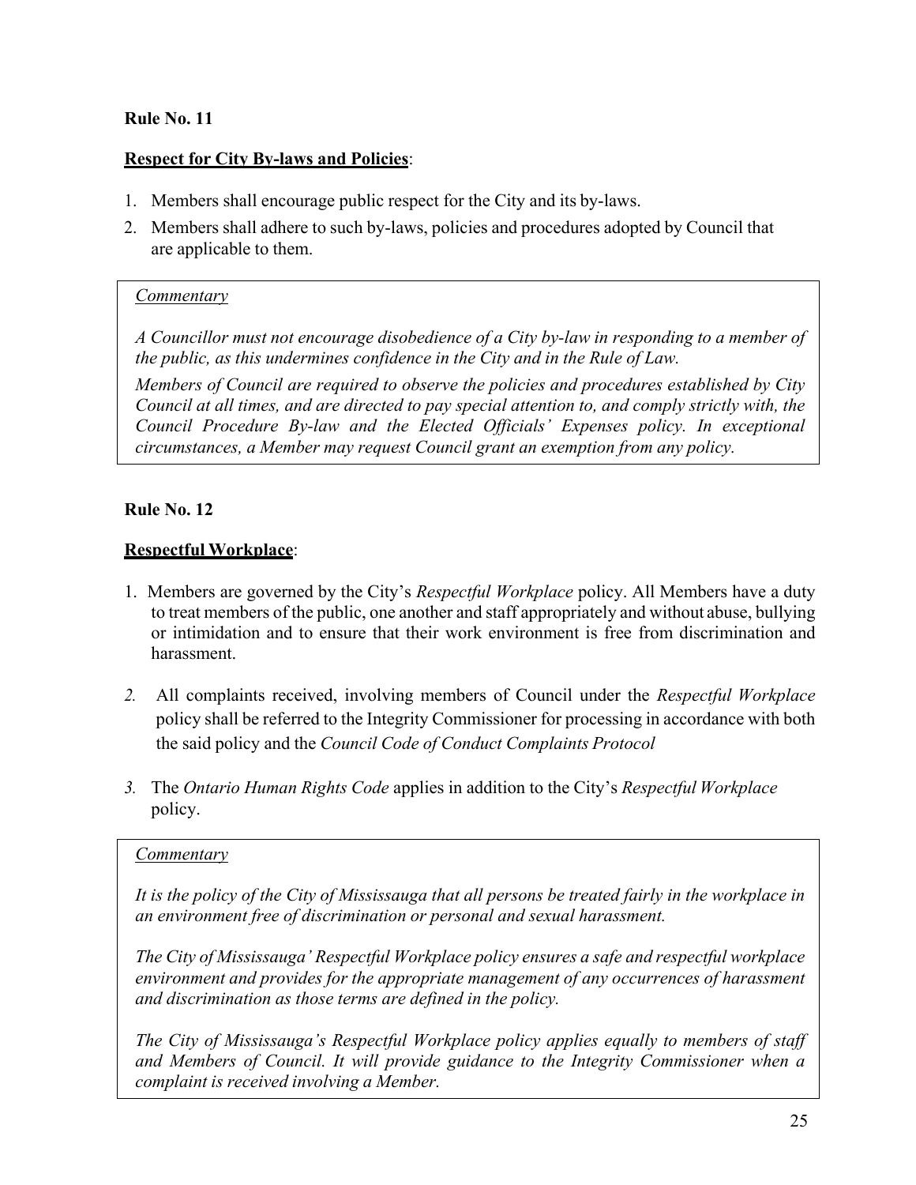**Rule No. 11**

**Respect for City By-laws and Policies**:

1. Members shall encourage public respect for the City and its by-laws.
2. Members shall adhere to such by-laws, policies and procedures adopted by Council that are applicable to them.

> *Commentary*
>
> *A Councillor must not encourage disobedience of a City by-law in responding to a member of the public, as this undermines confidence in the City and in the Rule of Law.*
>
> *Members of Council are required to observe the policies and procedures established by City Council at all times, and are directed to pay special attention to, and comply strictly with, the Council Procedure By-law and the Elected Officials' Expenses policy. In exceptional circumstances, a Member may request Council grant an exemption from any policy.*

**Rule No. 12**

**Respectful Workplace**:

1. Members are governed by the City's *Respectful Workplace* policy. All Members have a duty to treat members of the public, one another and staff appropriately and without abuse, bullying or intimidation and to ensure that their work environment is free from discrimination and harassment.
2. All complaints received, involving members of Council under the *Respectful Workplace* policy shall be referred to the Integrity Commissioner for processing in accordance with both the said policy and the *Council Code of Conduct Complaints Protocol*
3. The *Ontario Human Rights Code* applies in addition to the City's *Respectful Workplace* policy.

> *Commentary*
>
> *It is the policy of the City of Mississauga that all persons be treated fairly in the workplace in an environment free of discrimination or personal and sexual harassment.*
>
> *The City of Mississauga' Respectful Workplace policy ensures a safe and respectful workplace environment and provides for the appropriate management of any occurrences of harassment and discrimination as those terms are defined in the policy.*
>
> *The City of Mississauga's Respectful Workplace policy applies equally to members of staff and Members of Council. It will provide guidance to the Integrity Commissioner when a complaint is received involving a Member.*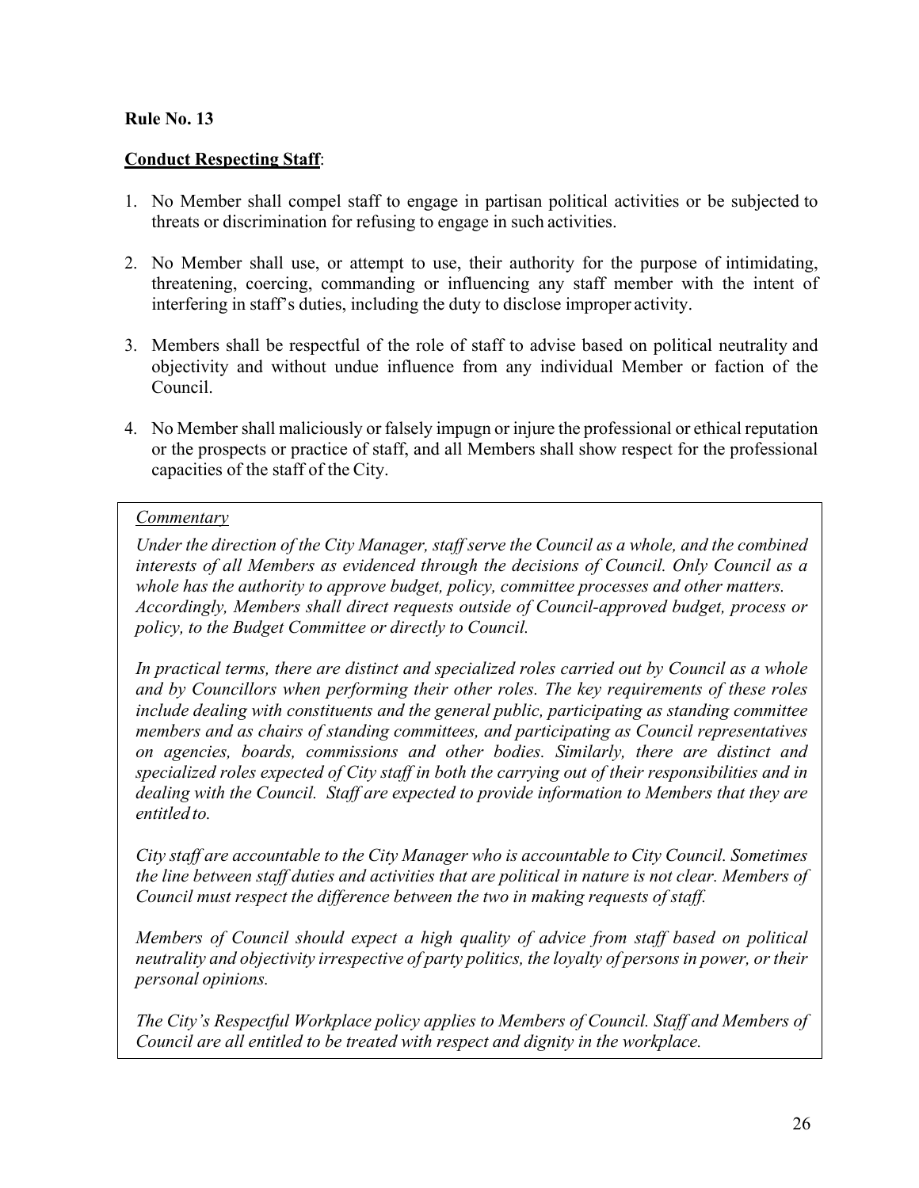**Rule No. 13**

**<u>Conduct Respecting Staff</u>**:

1. No Member shall compel staff to engage in partisan political activities or be subjected to threats or discrimination for refusing to engage in such activities.

2. No Member shall use, or attempt to use, their authority for the purpose of intimidating, threatening, coercing, commanding or influencing any staff member with the intent of interfering in staff's duties, including the duty to disclose improper activity.

3. Members shall be respectful of the role of staff to advise based on political neutrality and objectivity and without undue influence from any individual Member or faction of the Council.

4. No Member shall maliciously or falsely impugn or injure the professional or ethical reputation or the prospects or practice of staff, and all Members shall show respect for the professional capacities of the staff of the City.

*<u>Commentary</u>*

*Under the direction of the City Manager, staff serve the Council as a whole, and the combined interests of all Members as evidenced through the decisions of Council. Only Council as a whole has the authority to approve budget, policy, committee processes and other matters. Accordingly, Members shall direct requests outside of Council-approved budget, process or policy, to the Budget Committee or directly to Council.*

*In practical terms, there are distinct and specialized roles carried out by Council as a whole and by Councillors when performing their other roles. The key requirements of these roles include dealing with constituents and the general public, participating as standing committee members and as chairs of standing committees, and participating as Council representatives on agencies, boards, commissions and other bodies. Similarly, there are distinct and specialized roles expected of City staff in both the carrying out of their responsibilities and in dealing with the Council. Staff are expected to provide information to Members that they are entitled to.*

*City staff are accountable to the City Manager who is accountable to City Council. Sometimes the line between staff duties and activities that are political in nature is not clear. Members of Council must respect the difference between the two in making requests of staff.*

*Members of Council should expect a high quality of advice from staff based on political neutrality and objectivity irrespective of party politics, the loyalty of persons in power, or their personal opinions.*

*The City's Respectful Workplace policy applies to Members of Council. Staff and Members of Council are all entitled to be treated with respect and dignity in the workplace.*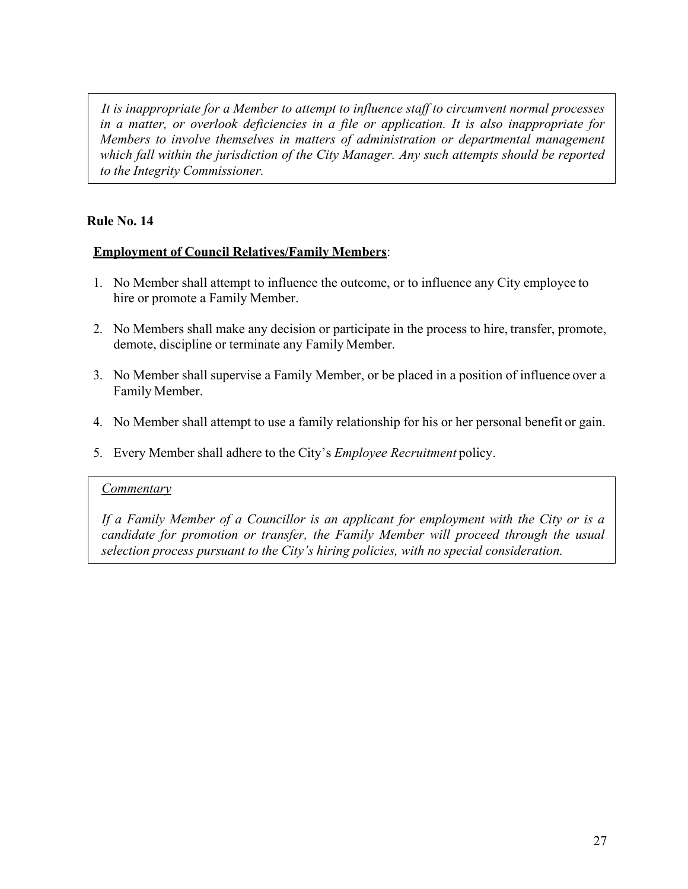*It is inappropriate for a Member to attempt to influence staff to circumvent normal processes in a matter, or overlook deficiencies in a file or application. It is also inappropriate for Members to involve themselves in matters of administration or departmental management which fall within the jurisdiction of the City Manager. Any such attempts should be reported to the Integrity Commissioner.*

## Rule No. 14

**<u>Employment of Council Relatives/Family Members</u>**:

1. No Member shall attempt to influence the outcome, or to influence any City employee to hire or promote a Family Member.

2. No Members shall make any decision or participate in the process to hire, transfer, promote, demote, discipline or terminate any Family Member.

3. No Member shall supervise a Family Member, or be placed in a position of influence over a Family Member.

4. No Member shall attempt to use a family relationship for his or her personal benefit or gain.

5. Every Member shall adhere to the City's *Employee Recruitment* policy.

*<u>Commentary</u>*

*If a Family Member of a Councillor is an applicant for employment with the City or is a candidate for promotion or transfer, the Family Member will proceed through the usual selection process pursuant to the City's hiring policies, with no special consideration.*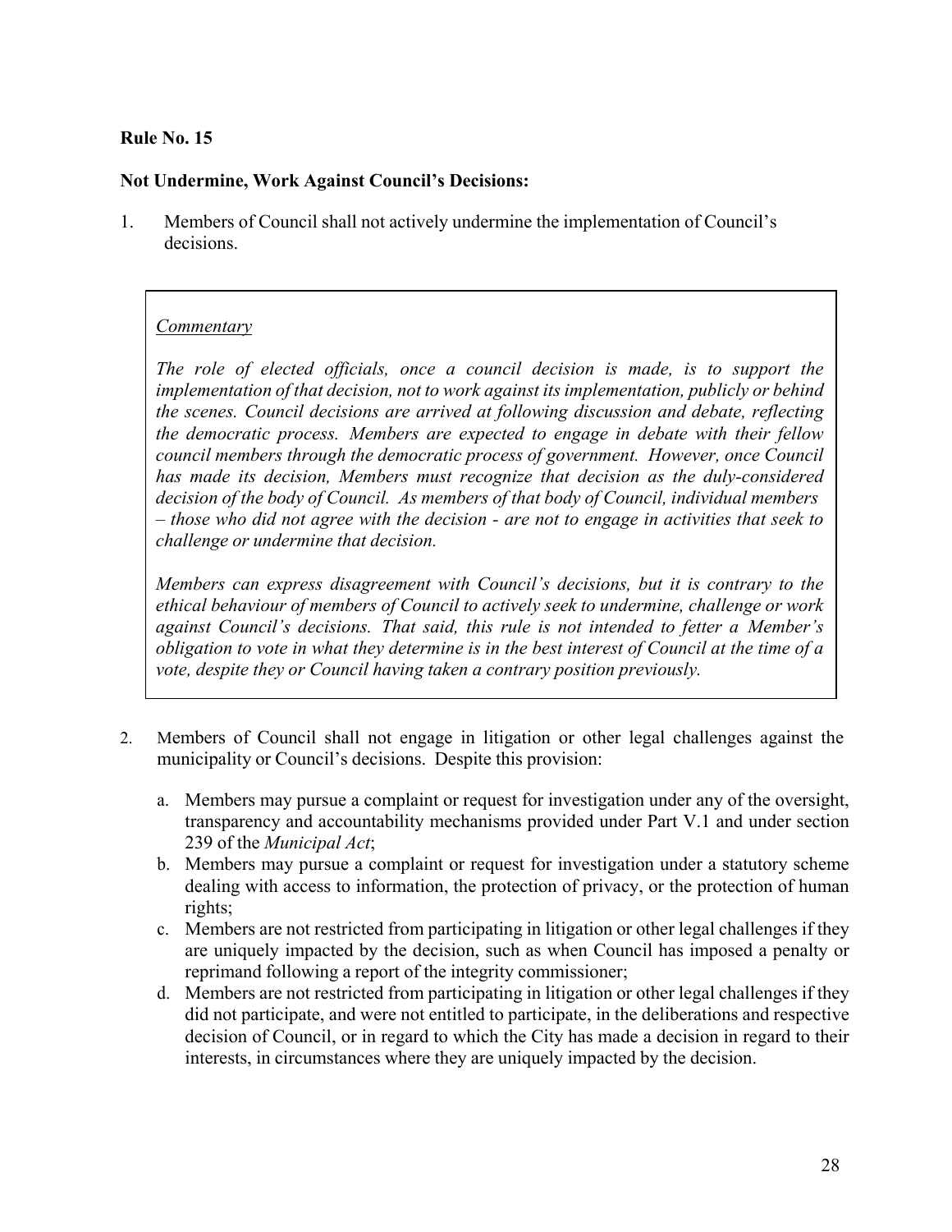**Rule No. 15**

**Not Undermine, Work Against Council's Decisions:**

1. Members of Council shall not actively undermine the implementation of Council's decisions.

> *Commentary*
>
> *The role of elected officials, once a council decision is made, is to support the implementation of that decision, not to work against its implementation, publicly or behind the scenes. Council decisions are arrived at following discussion and debate, reflecting the democratic process. Members are expected to engage in debate with their fellow council members through the democratic process of government. However, once Council has made its decision, Members must recognize that decision as the duly-considered decision of the body of Council. As members of that body of Council, individual members – those who did not agree with the decision - are not to engage in activities that seek to challenge or undermine that decision.*
>
> *Members can express disagreement with Council's decisions, but it is contrary to the ethical behaviour of members of Council to actively seek to undermine, challenge or work against Council's decisions. That said, this rule is not intended to fetter a Member's obligation to vote in what they determine is in the best interest of Council at the time of a vote, despite they or Council having taken a contrary position previously.*

2. Members of Council shall not engage in litigation or other legal challenges against the municipality or Council's decisions. Despite this provision:

   a. Members may pursue a complaint or request for investigation under any of the oversight, transparency and accountability mechanisms provided under Part V.1 and under section 239 of the *Municipal Act*;
   
   b. Members may pursue a complaint or request for investigation under a statutory scheme dealing with access to information, the protection of privacy, or the protection of human rights;
   
   c. Members are not restricted from participating in litigation or other legal challenges if they are uniquely impacted by the decision, such as when Council has imposed a penalty or reprimand following a report of the integrity commissioner;
   
   d. Members are not restricted from participating in litigation or other legal challenges if they did not participate, and were not entitled to participate, in the deliberations and respective decision of Council, or in regard to which the City has made a decision in regard to their interests, in circumstances where they are uniquely impacted by the decision.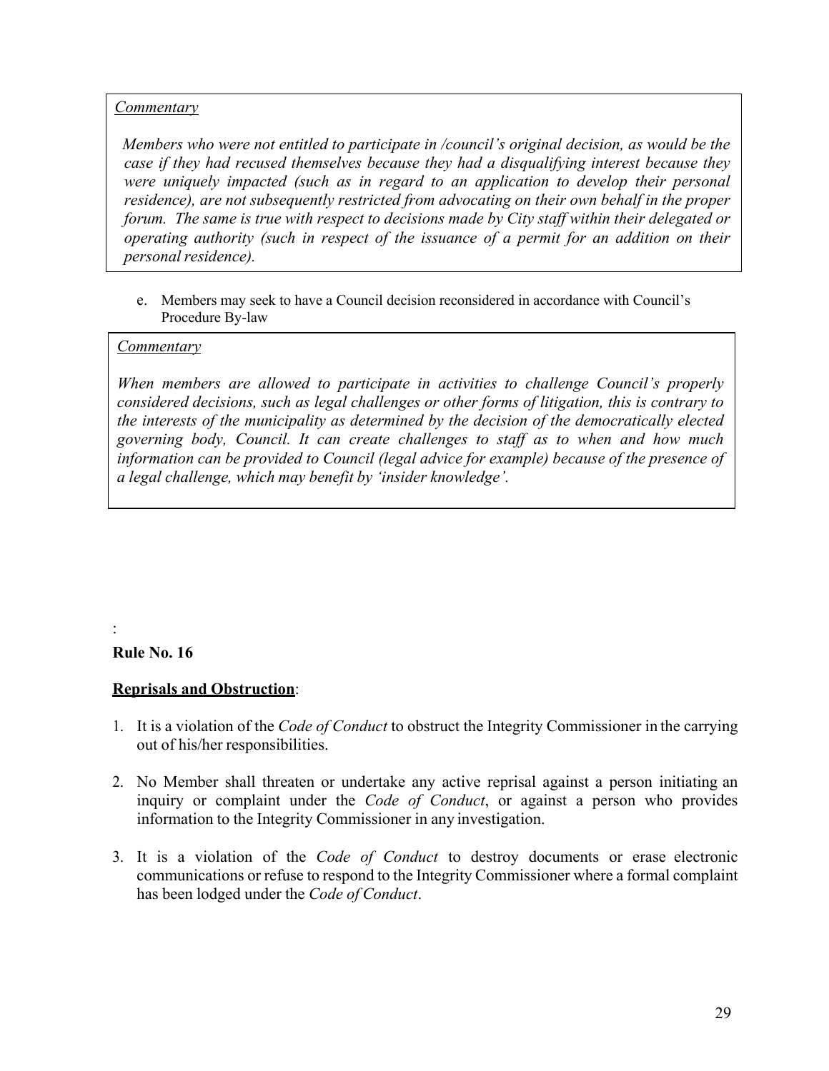*Commentary*

*Members who were not entitled to participate in /council's original decision, as would be the case if they had recused themselves because they had a disqualifying interest because they were uniquely impacted (such as in regard to an application to develop their personal residence), are not subsequently restricted from advocating on their own behalf in the proper forum. The same is true with respect to decisions made by City staff within their delegated or operating authority (such in respect of the issuance of a permit for an addition on their personal residence).*

e. Members may seek to have a Council decision reconsidered in accordance with Council's Procedure By-law

*Commentary*

*When members are allowed to participate in activities to challenge Council's properly considered decisions, such as legal challenges or other forms of litigation, this is contrary to the interests of the municipality as determined by the decision of the democratically elected governing body, Council. It can create challenges to staff as to when and how much information can be provided to Council (legal advice for example) because of the presence of a legal challenge, which may benefit by 'insider knowledge'.*

:

**Rule No. 16**

**Reprisals and Obstruction**:

1. It is a violation of the *Code of Conduct* to obstruct the Integrity Commissioner in the carrying out of his/her responsibilities.

2. No Member shall threaten or undertake any active reprisal against a person initiating an inquiry or complaint under the *Code of Conduct*, or against a person who provides information to the Integrity Commissioner in any investigation.

3. It is a violation of the *Code of Conduct* to destroy documents or erase electronic communications or refuse to respond to the Integrity Commissioner where a formal complaint has been lodged under the *Code of Conduct*.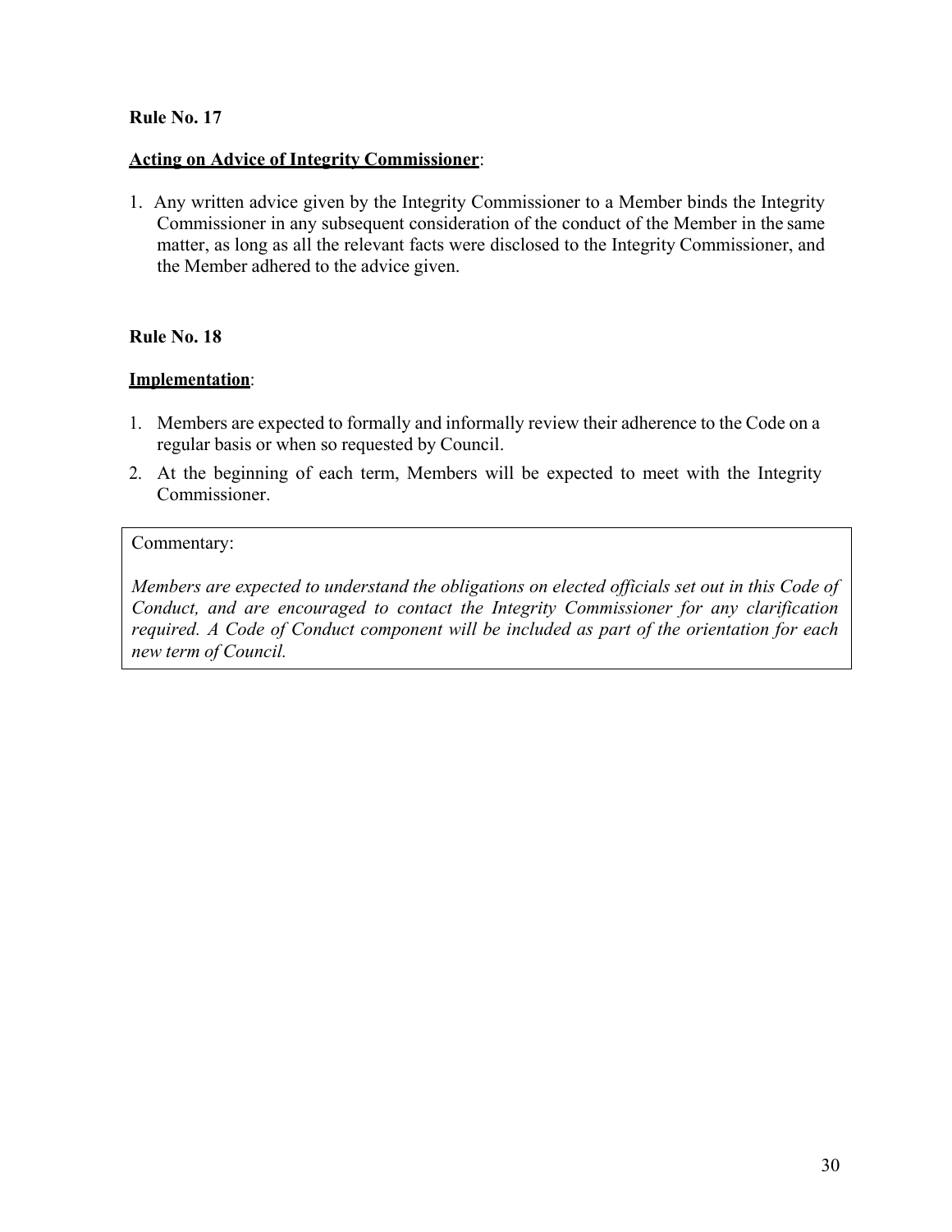**Rule No. 17**

**Acting on Advice of Integrity Commissioner**:

1. Any written advice given by the Integrity Commissioner to a Member binds the Integrity Commissioner in any subsequent consideration of the conduct of the Member in the same matter, as long as all the relevant facts were disclosed to the Integrity Commissioner, and the Member adhered to the advice given.

**Rule No. 18**

**Implementation**:

1. Members are expected to formally and informally review their adherence to the Code on a regular basis or when so requested by Council.
2. At the beginning of each term, Members will be expected to meet with the Integrity Commissioner.

> Commentary:
>
> *Members are expected to understand the obligations on elected officials set out in this Code of Conduct, and are encouraged to contact the Integrity Commissioner for any clarification required. A Code of Conduct component will be included as part of the orientation for each new term of Council.*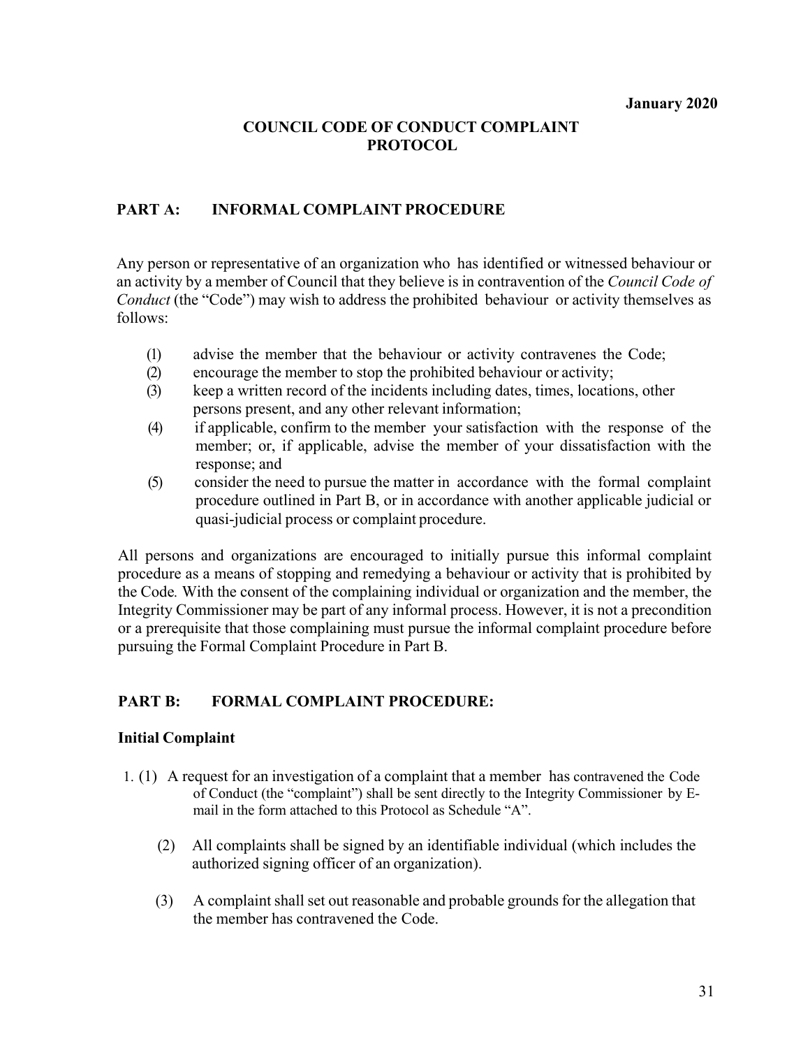January 2020

# COUNCIL CODE OF CONDUCT COMPLAINT PROTOCOL

## PART A: INFORMAL COMPLAINT PROCEDURE

Any person or representative of an organization who has identified or witnessed behaviour or an activity by a member of Council that they believe is in contravention of the *Council Code of Conduct* (the "Code") may wish to address the prohibited behaviour or activity themselves as follows:

(1) advise the member that the behaviour or activity contravenes the Code;

(2) encourage the member to stop the prohibited behaviour or activity;

(3) keep a written record of the incidents including dates, times, locations, other persons present, and any other relevant information;

(4) if applicable, confirm to the member your satisfaction with the response of the member; or, if applicable, advise the member of your dissatisfaction with the response; and

(5) consider the need to pursue the matter in accordance with the formal complaint procedure outlined in Part B, or in accordance with another applicable judicial or quasi-judicial process or complaint procedure.

All persons and organizations are encouraged to initially pursue this informal complaint procedure as a means of stopping and remedying a behaviour or activity that is prohibited by the Code*.* With the consent of the complaining individual or organization and the member, the Integrity Commissioner may be part of any informal process. However, it is not a precondition or a prerequisite that those complaining must pursue the informal complaint procedure before pursuing the Formal Complaint Procedure in Part B.

## PART B: FORMAL COMPLAINT PROCEDURE:

### Initial Complaint

1. (1) A request for an investigation of a complaint that a member has contravened the Code of Conduct (the "complaint") shall be sent directly to the Integrity Commissioner by E-mail in the form attached to this Protocol as Schedule "A".

(2) All complaints shall be signed by an identifiable individual (which includes the authorized signing officer of an organization).

(3) A complaint shall set out reasonable and probable grounds for the allegation that the member has contravened the Code.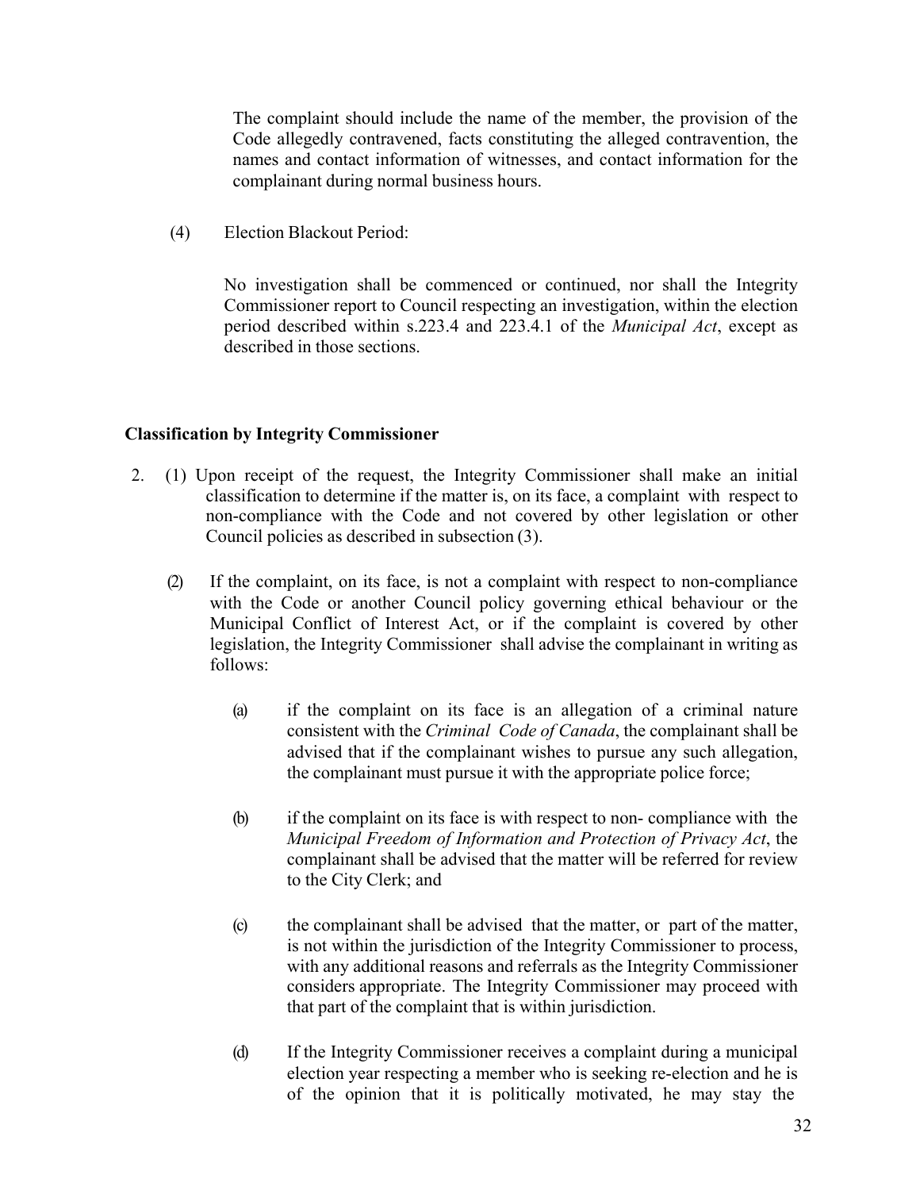The complaint should include the name of the member, the provision of the Code allegedly contravened, facts constituting the alleged contravention, the names and contact information of witnesses, and contact information for the complainant during normal business hours.

(4) Election Blackout Period:

No investigation shall be commenced or continued, nor shall the Integrity Commissioner report to Council respecting an investigation, within the election period described within s.223.4 and 223.4.1 of the *Municipal Act*, except as described in those sections.

**Classification by Integrity Commissioner**

2. (1) Upon receipt of the request, the Integrity Commissioner shall make an initial classification to determine if the matter is, on its face, a complaint with respect to non-compliance with the Code and not covered by other legislation or other Council policies as described in subsection (3).

(2) If the complaint, on its face, is not a complaint with respect to non-compliance with the Code or another Council policy governing ethical behaviour or the Municipal Conflict of Interest Act, or if the complaint is covered by other legislation, the Integrity Commissioner shall advise the complainant in writing as follows:

(a) if the complaint on its face is an allegation of a criminal nature consistent with the *Criminal Code of Canada*, the complainant shall be advised that if the complainant wishes to pursue any such allegation, the complainant must pursue it with the appropriate police force;

(b) if the complaint on its face is with respect to non- compliance with the *Municipal Freedom of Information and Protection of Privacy Act*, the complainant shall be advised that the matter will be referred for review to the City Clerk; and

(c) the complainant shall be advised that the matter, or part of the matter, is not within the jurisdiction of the Integrity Commissioner to process, with any additional reasons and referrals as the Integrity Commissioner considers appropriate. The Integrity Commissioner may proceed with that part of the complaint that is within jurisdiction.

(d) If the Integrity Commissioner receives a complaint during a municipal election year respecting a member who is seeking re-election and he is of the opinion that it is politically motivated, he may stay the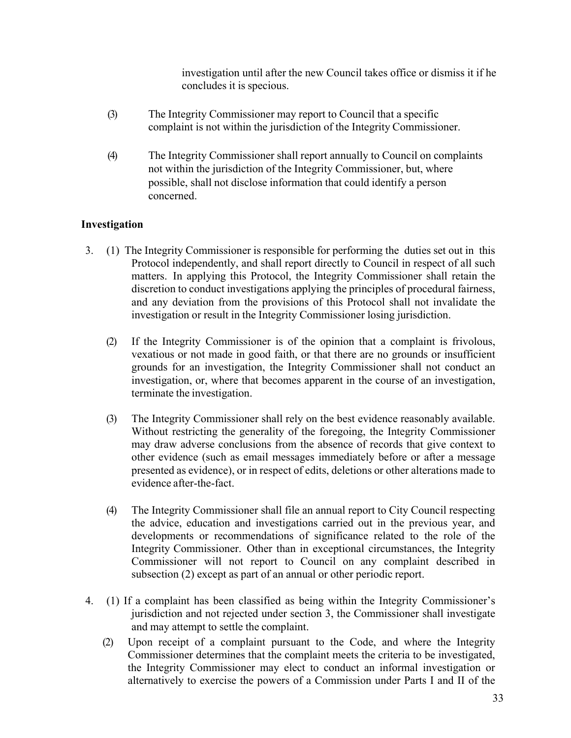investigation until after the new Council takes office or dismiss it if he concludes it is specious.

(3) The Integrity Commissioner may report to Council that a specific complaint is not within the jurisdiction of the Integrity Commissioner.

(4) The Integrity Commissioner shall report annually to Council on complaints not within the jurisdiction of the Integrity Commissioner, but, where possible, shall not disclose information that could identify a person concerned.

**Investigation**

3. (1) The Integrity Commissioner is responsible for performing the duties set out in this Protocol independently, and shall report directly to Council in respect of all such matters. In applying this Protocol, the Integrity Commissioner shall retain the discretion to conduct investigations applying the principles of procedural fairness, and any deviation from the provisions of this Protocol shall not invalidate the investigation or result in the Integrity Commissioner losing jurisdiction.

(2) If the Integrity Commissioner is of the opinion that a complaint is frivolous, vexatious or not made in good faith, or that there are no grounds or insufficient grounds for an investigation, the Integrity Commissioner shall not conduct an investigation, or, where that becomes apparent in the course of an investigation, terminate the investigation.

(3) The Integrity Commissioner shall rely on the best evidence reasonably available. Without restricting the generality of the foregoing, the Integrity Commissioner may draw adverse conclusions from the absence of records that give context to other evidence (such as email messages immediately before or after a message presented as evidence), or in respect of edits, deletions or other alterations made to evidence after-the-fact.

(4) The Integrity Commissioner shall file an annual report to City Council respecting the advice, education and investigations carried out in the previous year, and developments or recommendations of significance related to the role of the Integrity Commissioner. Other than in exceptional circumstances, the Integrity Commissioner will not report to Council on any complaint described in subsection (2) except as part of an annual or other periodic report.

4. (1) If a complaint has been classified as being within the Integrity Commissioner's jurisdiction and not rejected under section 3, the Commissioner shall investigate and may attempt to settle the complaint.

(2) Upon receipt of a complaint pursuant to the Code, and where the Integrity Commissioner determines that the complaint meets the criteria to be investigated, the Integrity Commissioner may elect to conduct an informal investigation or alternatively to exercise the powers of a Commission under Parts I and II of the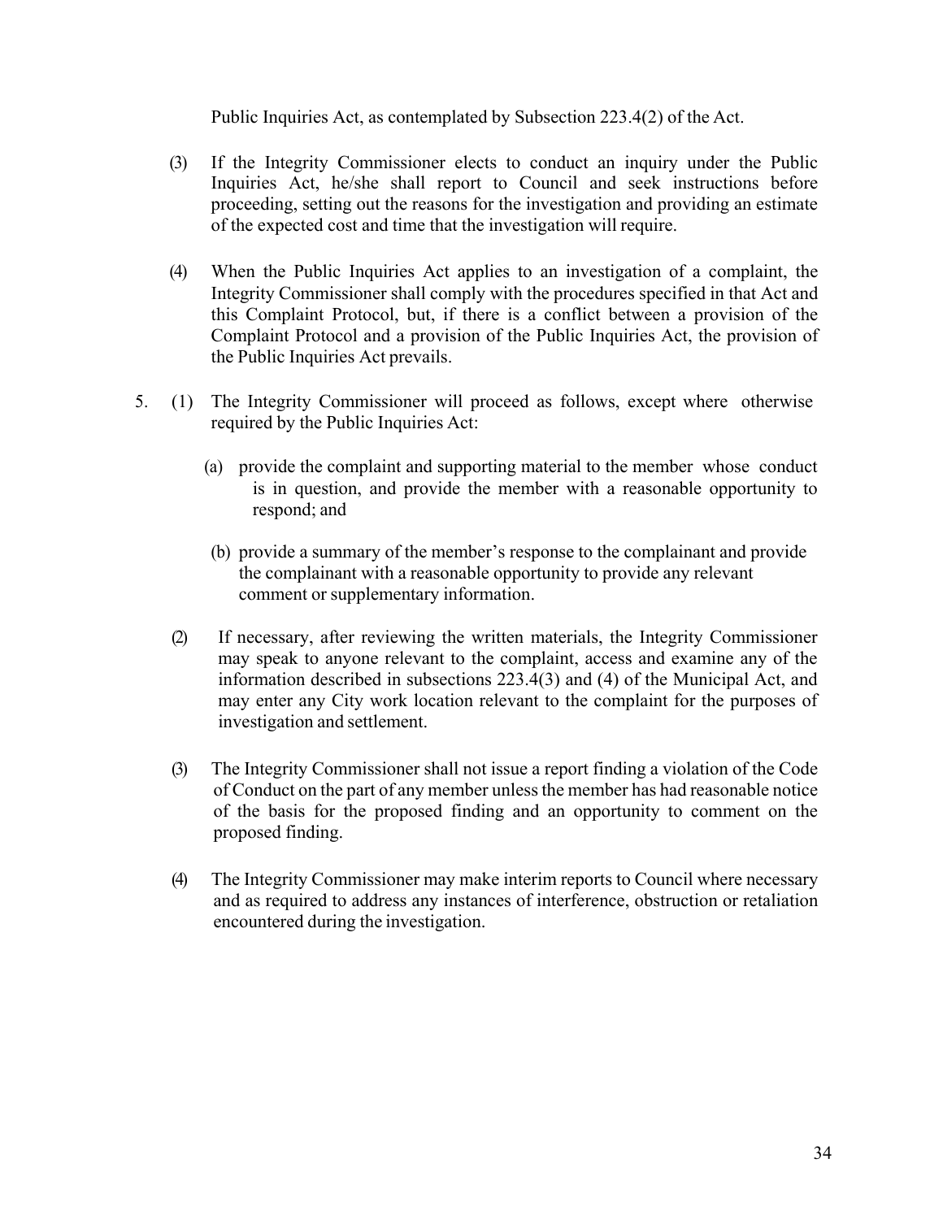Public Inquiries Act, as contemplated by Subsection 223.4(2) of the Act.

(3) If the Integrity Commissioner elects to conduct an inquiry under the Public Inquiries Act, he/she shall report to Council and seek instructions before proceeding, setting out the reasons for the investigation and providing an estimate of the expected cost and time that the investigation will require.

(4) When the Public Inquiries Act applies to an investigation of a complaint, the Integrity Commissioner shall comply with the procedures specified in that Act and this Complaint Protocol, but, if there is a conflict between a provision of the Complaint Protocol and a provision of the Public Inquiries Act, the provision of the Public Inquiries Act prevails.

5. (1) The Integrity Commissioner will proceed as follows, except where otherwise required by the Public Inquiries Act:

   (a) provide the complaint and supporting material to the member whose conduct is in question, and provide the member with a reasonable opportunity to respond; and

   (b) provide a summary of the member's response to the complainant and provide the complainant with a reasonable opportunity to provide any relevant comment or supplementary information.

(2) If necessary, after reviewing the written materials, the Integrity Commissioner may speak to anyone relevant to the complaint, access and examine any of the information described in subsections 223.4(3) and (4) of the Municipal Act, and may enter any City work location relevant to the complaint for the purposes of investigation and settlement.

(3) The Integrity Commissioner shall not issue a report finding a violation of the Code of Conduct on the part of any member unless the member has had reasonable notice of the basis for the proposed finding and an opportunity to comment on the proposed finding.

(4) The Integrity Commissioner may make interim reports to Council where necessary and as required to address any instances of interference, obstruction or retaliation encountered during the investigation.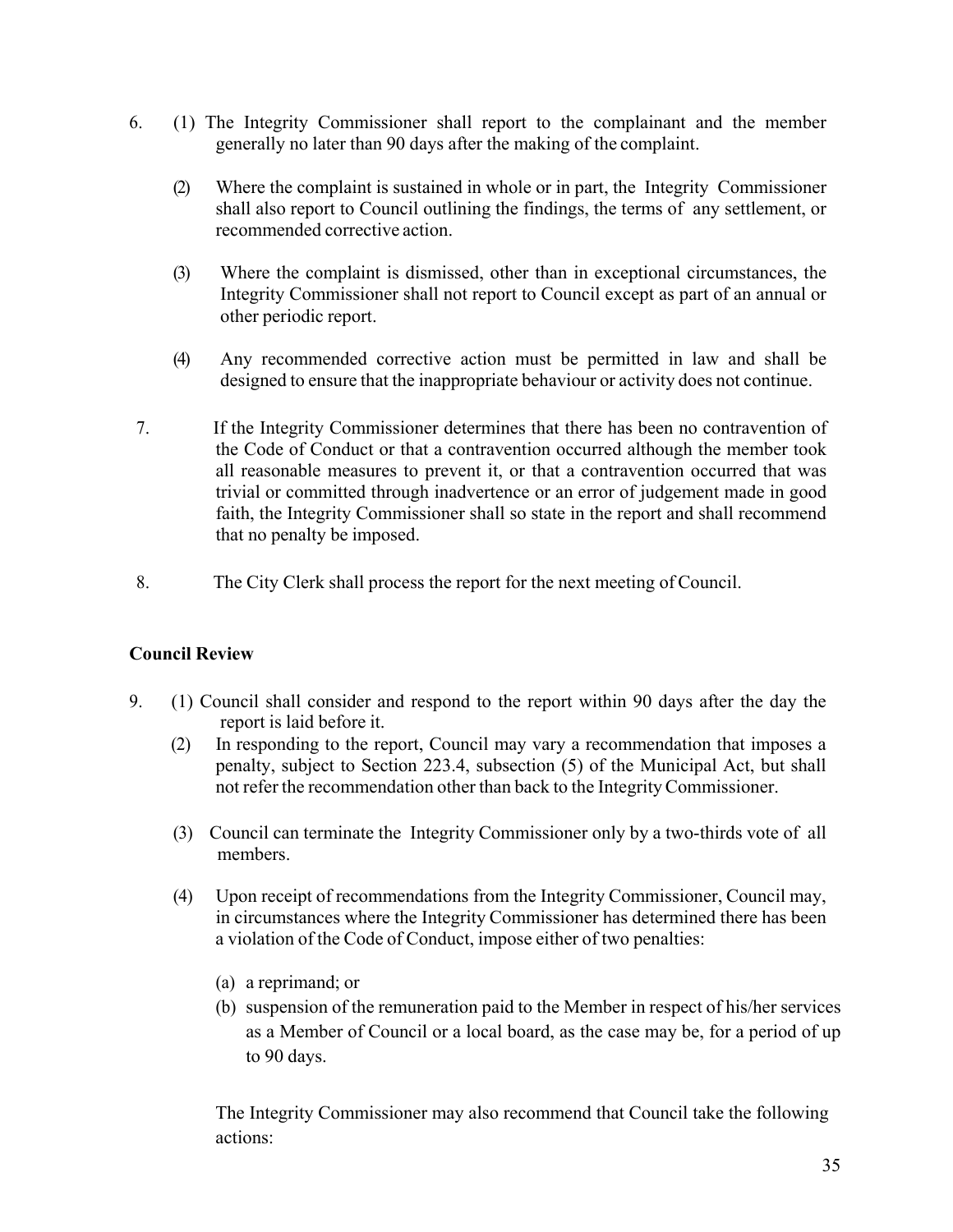6. (1) The Integrity Commissioner shall report to the complainant and the member generally no later than 90 days after the making of the complaint.

   (2) Where the complaint is sustained in whole or in part, the Integrity Commissioner shall also report to Council outlining the findings, the terms of any settlement, or recommended corrective action.

   (3) Where the complaint is dismissed, other than in exceptional circumstances, the Integrity Commissioner shall not report to Council except as part of an annual or other periodic report.

   (4) Any recommended corrective action must be permitted in law and shall be designed to ensure that the inappropriate behaviour or activity does not continue.

7. If the Integrity Commissioner determines that there has been no contravention of the Code of Conduct or that a contravention occurred although the member took all reasonable measures to prevent it, or that a contravention occurred that was trivial or committed through inadvertence or an error of judgement made in good faith, the Integrity Commissioner shall so state in the report and shall recommend that no penalty be imposed.

8. The City Clerk shall process the report for the next meeting of Council.

**Council Review**

9. (1) Council shall consider and respond to the report within 90 days after the day the report is laid before it.

   (2) In responding to the report, Council may vary a recommendation that imposes a penalty, subject to Section 223.4, subsection (5) of the Municipal Act, but shall not refer the recommendation other than back to the Integrity Commissioner.

   (3) Council can terminate the Integrity Commissioner only by a two-thirds vote of all members.

   (4) Upon receipt of recommendations from the Integrity Commissioner, Council may, in circumstances where the Integrity Commissioner has determined there has been a violation of the Code of Conduct, impose either of two penalties:

   (a) a reprimand; or
   (b) suspension of the remuneration paid to the Member in respect of his/her services as a Member of Council or a local board, as the case may be, for a period of up to 90 days.

   The Integrity Commissioner may also recommend that Council take the following actions: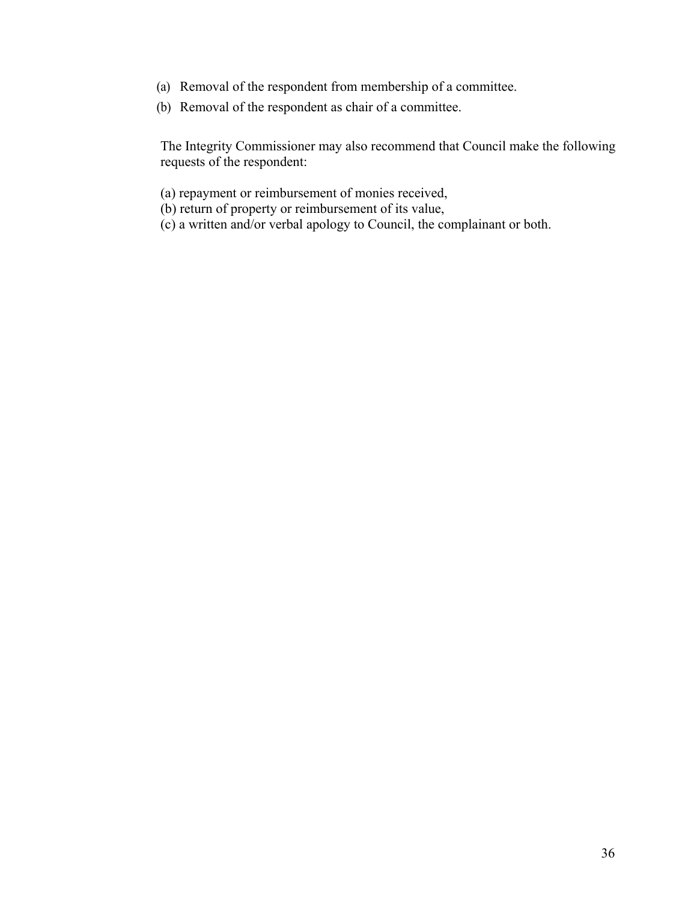(a) Removal of the respondent from membership of a committee.
(b) Removal of the respondent as chair of a committee.

The Integrity Commissioner may also recommend that Council make the following requests of the respondent:

(a) repayment or reimbursement of monies received,
(b) return of property or reimbursement of its value,
(c) a written and/or verbal apology to Council, the complainant or both.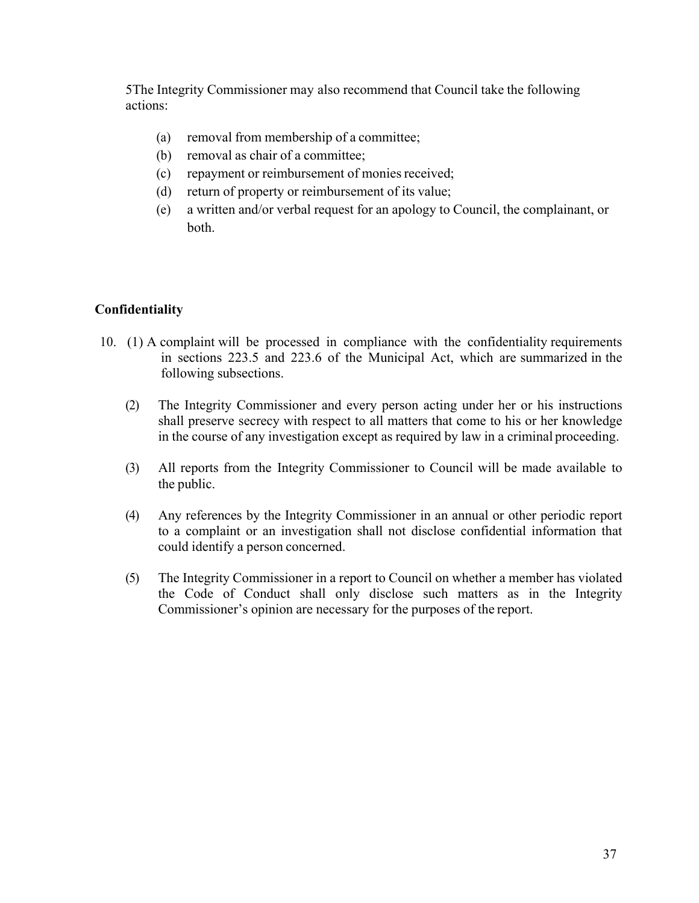5The Integrity Commissioner may also recommend that Council take the following actions:

- (a) removal from membership of a committee;
- (b) removal as chair of a committee;
- (c) repayment or reimbursement of monies received;
- (d) return of property or reimbursement of its value;
- (e) a written and/or verbal request for an apology to Council, the complainant, or both.

## Confidentiality

10. (1) A complaint will be processed in compliance with the confidentiality requirements in sections 223.5 and 223.6 of the Municipal Act, which are summarized in the following subsections.

(2) The Integrity Commissioner and every person acting under her or his instructions shall preserve secrecy with respect to all matters that come to his or her knowledge in the course of any investigation except as required by law in a criminal proceeding.

(3) All reports from the Integrity Commissioner to Council will be made available to the public.

(4) Any references by the Integrity Commissioner in an annual or other periodic report to a complaint or an investigation shall not disclose confidential information that could identify a person concerned.

(5) The Integrity Commissioner in a report to Council on whether a member has violated the Code of Conduct shall only disclose such matters as in the Integrity Commissioner's opinion are necessary for the purposes of the report.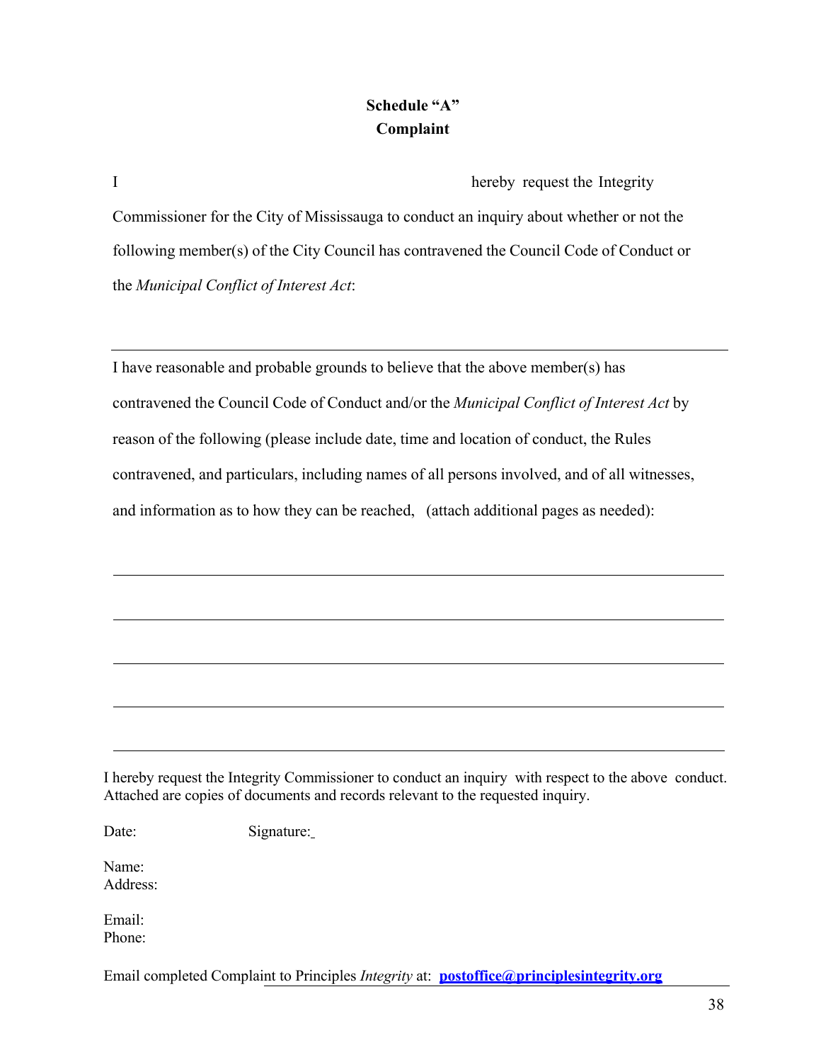**Schedule "A"**
**Complaint**

I \_\_\_\_\_\_\_\_\_\_\_\_\_\_\_\_\_\_\_\_\_\_\_\_\_\_\_\_\_\_\_\_\_\_\_\_\_\_\_\_ hereby request the Integrity Commissioner for the City of Mississauga to conduct an inquiry about whether or not the following member(s) of the City Council has contravened the Council Code of Conduct or the *Municipal Conflict of Interest Act*:

---

I have reasonable and probable grounds to believe that the above member(s) has contravened the Council Code of Conduct and/or the *Municipal Conflict of Interest Act* by reason of the following (please include date, time and location of conduct, the Rules contravened, and particulars, including names of all persons involved, and of all witnesses, and information as to how they can be reached, (attach additional pages as needed):

---

---

---

---

---

I hereby request the Integrity Commissioner to conduct an inquiry with respect to the above conduct. Attached are copies of documents and records relevant to the requested inquiry.

Date: Signature:

Name:
Address:

Email:
Phone:

Email completed Complaint to Principles *Integrity* at: **postoffice@principlesintegrity.org**